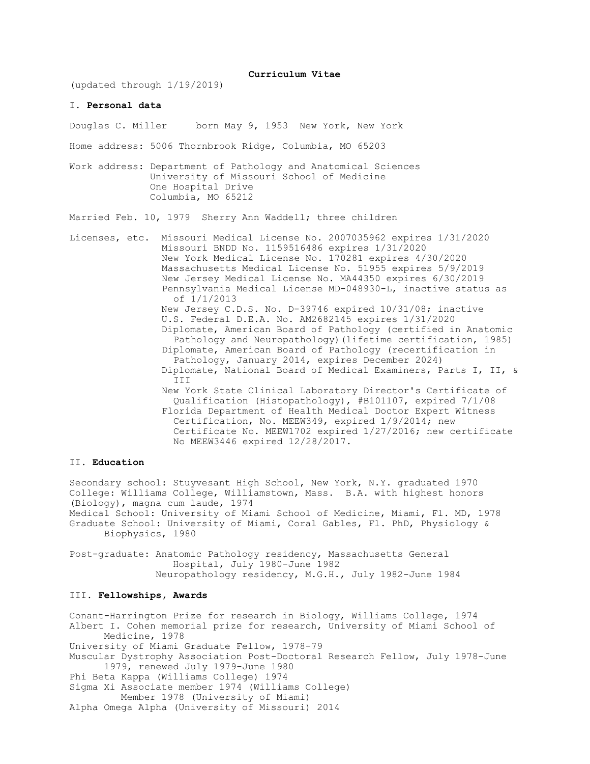# Curriculum Vitae

(updated through 1/19/2019)

## I. **Personal data**

Douglas C. Miller     born May 9, 1953  New York, New York

Home address: 5006 Thornbrook Ridge, Columbia, MO 65203

Work address: Department of Pathology and Anatomical Sciences
University of Missouri School of Medicine
One Hospital Drive
Columbia, MO 65212

Married Feb. 10, 1979  Sherry Ann Waddell; three children

Licenses, etc.  Missouri Medical License No. 2007035962 expires 1/31/2020
Missouri BNDD No. 1159516486 expires 1/31/2020
New York Medical License No. 170281 expires 4/30/2020
Massachusetts Medical License No. 51955 expires 5/9/2019
New Jersey Medical License No. MA44350 expires 6/30/2019
Pennsylvania Medical License MD-048930-L, inactive status as of 1/1/2013
New Jersey C.D.S. No. D-39746 expired 10/31/08; inactive
U.S. Federal D.E.A. No. AM2682145 expires 1/31/2020
Diplomate, American Board of Pathology (certified in Anatomic Pathology and Neuropathology)(lifetime certification, 1985)
Diplomate, American Board of Pathology (recertification in Pathology, January 2014, expires December 2024)
Diplomate, National Board of Medical Examiners, Parts I, II, & III
New York State Clinical Laboratory Director's Certificate of Qualification (Histopathology), #B101107, expired 7/1/08
Florida Department of Health Medical Doctor Expert Witness Certification, No. MEEW349, expired 1/9/2014; new Certificate No. MEEW1702 expired 1/27/2016; new certificate No MEEW3446 expired 12/28/2017.

## II. **Education**

Secondary school: Stuyvesant High School, New York, N.Y. graduated 1970
College: Williams College, Williamstown, Mass. B.A. with highest honors (Biology), magna cum laude, 1974
Medical School: University of Miami School of Medicine, Miami, Fl. MD, 1978
Graduate School: University of Miami, Coral Gables, Fl. PhD, Physiology & Biophysics, 1980

Post-graduate: Anatomic Pathology residency, Massachusetts General Hospital, July 1980-June 1982
Neuropathology residency, M.G.H., July 1982-June 1984

## III. **Fellowships, Awards**

Conant-Harrington Prize for research in Biology, Williams College, 1974
Albert I. Cohen memorial prize for research, University of Miami School of Medicine, 1978
University of Miami Graduate Fellow, 1978-79
Muscular Dystrophy Association Post-Doctoral Research Fellow, July 1978-June 1979, renewed July 1979-June 1980
Phi Beta Kappa (Williams College) 1974
Sigma Xi Associate member 1974 (Williams College)
Member 1978 (University of Miami)
Alpha Omega Alpha (University of Missouri) 2014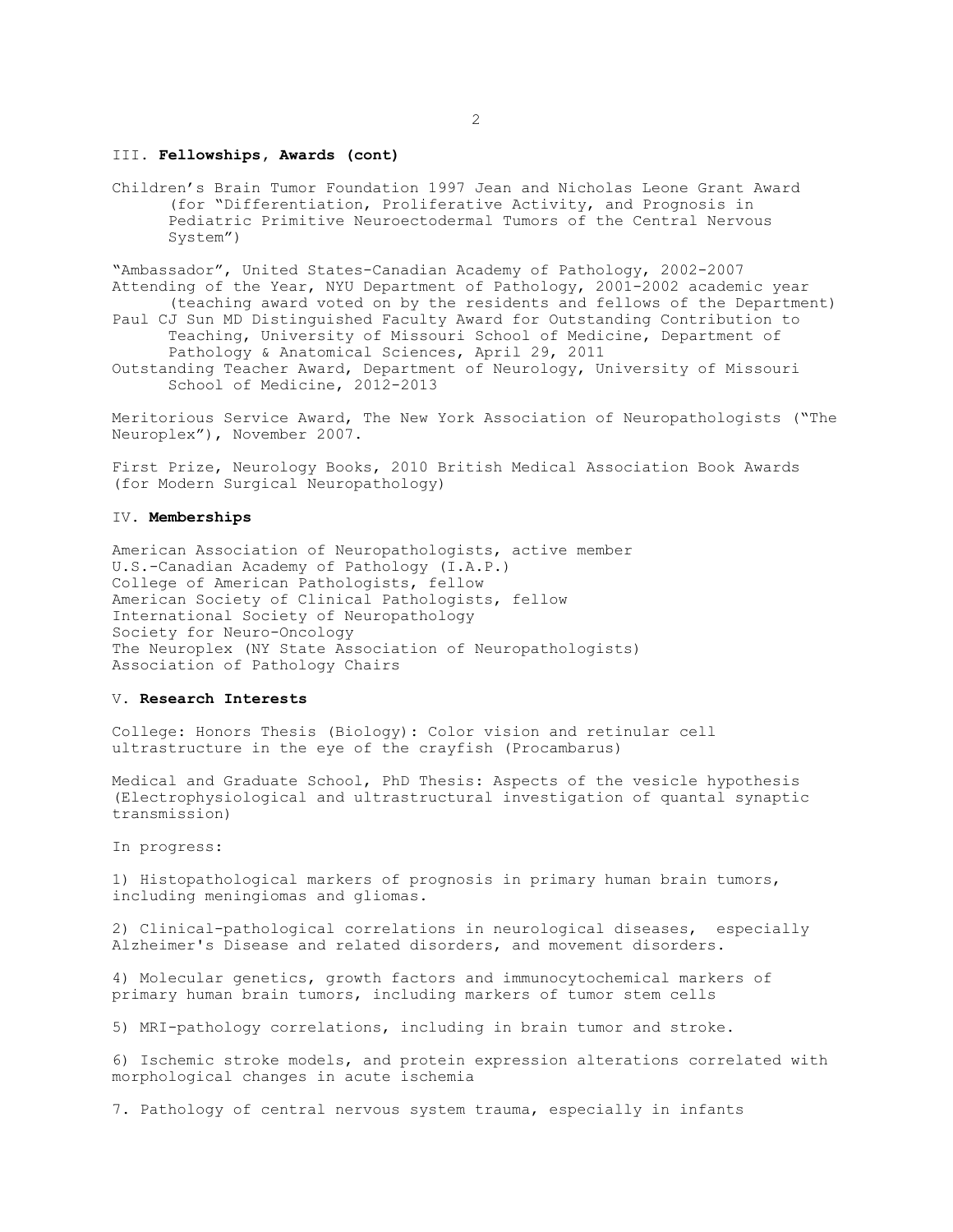### III. **Fellowships, Awards (cont)**

Children's Brain Tumor Foundation 1997 Jean and Nicholas Leone Grant Award (for "Differentiation, Proliferative Activity, and Prognosis in Pediatric Primitive Neuroectodermal Tumors of the Central Nervous System")

"Ambassador", United States-Canadian Academy of Pathology, 2002-2007
Attending of the Year, NYU Department of Pathology, 2001-2002 academic year (teaching award voted on by the residents and fellows of the Department)
Paul CJ Sun MD Distinguished Faculty Award for Outstanding Contribution to Teaching, University of Missouri School of Medicine, Department of Pathology & Anatomical Sciences, April 29, 2011
Outstanding Teacher Award, Department of Neurology, University of Missouri School of Medicine, 2012-2013

Meritorious Service Award, The New York Association of Neuropathologists ("The Neuroplex"), November 2007.

First Prize, Neurology Books, 2010 British Medical Association Book Awards (for Modern Surgical Neuropathology)

### IV. **Memberships**

American Association of Neuropathologists, active member
U.S.-Canadian Academy of Pathology (I.A.P.)
College of American Pathologists, fellow
American Society of Clinical Pathologists, fellow
International Society of Neuropathology
Society for Neuro-Oncology
The Neuroplex (NY State Association of Neuropathologists)
Association of Pathology Chairs

### V. **Research Interests**

College: Honors Thesis (Biology): Color vision and retinular cell ultrastructure in the eye of the crayfish (Procambarus)

Medical and Graduate School, PhD Thesis: Aspects of the vesicle hypothesis (Electrophysiological and ultrastructural investigation of quantal synaptic transmission)

In progress:

1) Histopathological markers of prognosis in primary human brain tumors, including meningiomas and gliomas.

2) Clinical-pathological correlations in neurological diseases, especially Alzheimer's Disease and related disorders, and movement disorders.

4) Molecular genetics, growth factors and immunocytochemical markers of primary human brain tumors, including markers of tumor stem cells

5) MRI-pathology correlations, including in brain tumor and stroke.

6) Ischemic stroke models, and protein expression alterations correlated with morphological changes in acute ischemia

7. Pathology of central nervous system trauma, especially in infants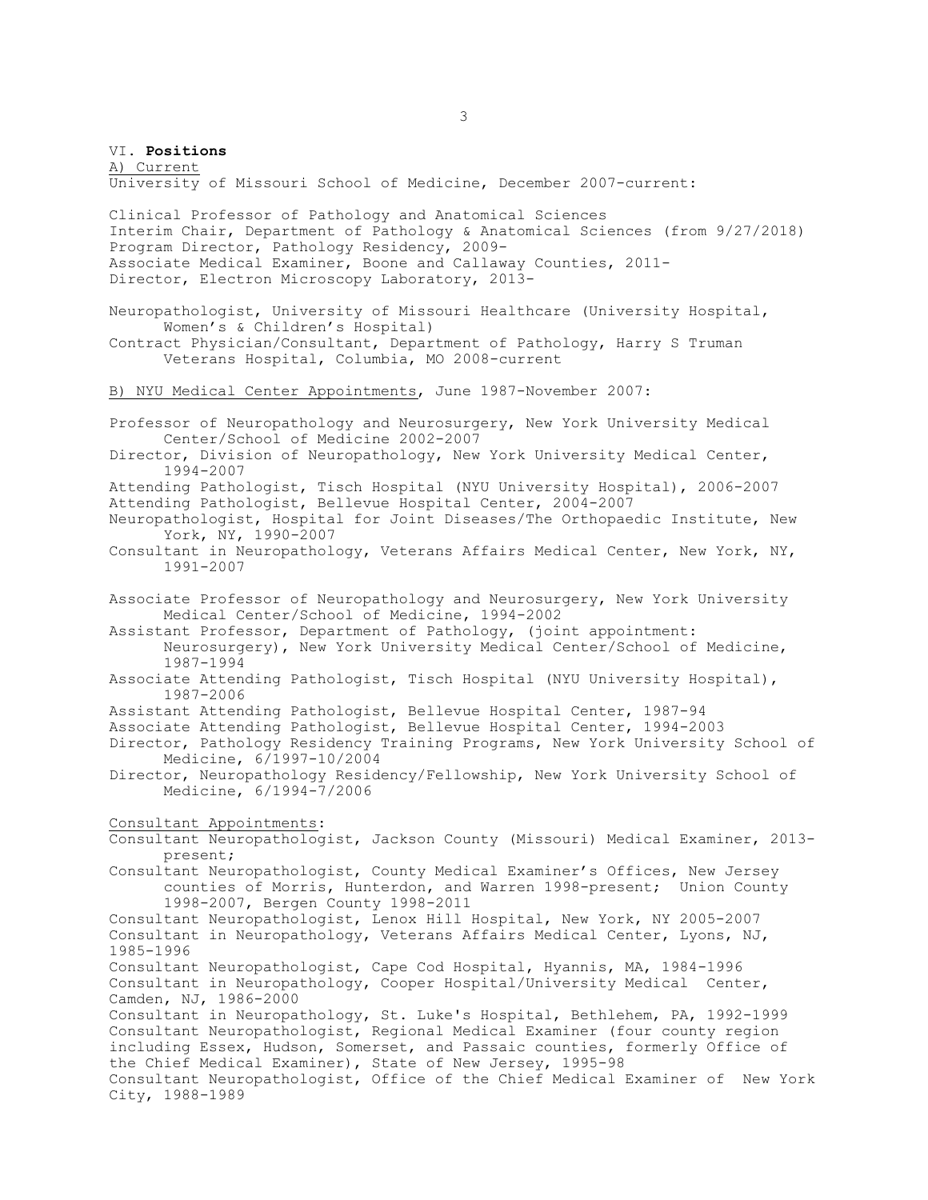VI. **Positions**

A) <u>Current</u>

University of Missouri School of Medicine, December 2007-current:

Clinical Professor of Pathology and Anatomical Sciences
Interim Chair, Department of Pathology & Anatomical Sciences (from 9/27/2018)
Program Director, Pathology Residency, 2009-
Associate Medical Examiner, Boone and Callaway Counties, 2011-
Director, Electron Microscopy Laboratory, 2013-

Neuropathologist, University of Missouri Healthcare (University Hospital, Women's & Children's Hospital)
Contract Physician/Consultant, Department of Pathology, Harry S Truman Veterans Hospital, Columbia, MO 2008-current

B) <u>NYU Medical Center Appointments</u>, June 1987-November 2007:

Professor of Neuropathology and Neurosurgery, New York University Medical Center/School of Medicine 2002-2007
Director, Division of Neuropathology, New York University Medical Center, 1994-2007
Attending Pathologist, Tisch Hospital (NYU University Hospital), 2006-2007
Attending Pathologist, Bellevue Hospital Center, 2004-2007
Neuropathologist, Hospital for Joint Diseases/The Orthopaedic Institute, New York, NY, 1990-2007
Consultant in Neuropathology, Veterans Affairs Medical Center, New York, NY, 1991-2007

Associate Professor of Neuropathology and Neurosurgery, New York University Medical Center/School of Medicine, 1994-2002
Assistant Professor, Department of Pathology, (joint appointment: Neurosurgery), New York University Medical Center/School of Medicine, 1987-1994
Associate Attending Pathologist, Tisch Hospital (NYU University Hospital), 1987-2006
Assistant Attending Pathologist, Bellevue Hospital Center, 1987-94
Associate Attending Pathologist, Bellevue Hospital Center, 1994-2003
Director, Pathology Residency Training Programs, New York University School of Medicine, 6/1997-10/2004
Director, Neuropathology Residency/Fellowship, New York University School of Medicine, 6/1994-7/2006

<u>Consultant Appointments</u>:

Consultant Neuropathologist, Jackson County (Missouri) Medical Examiner, 2013-present;
Consultant Neuropathologist, County Medical Examiner's Offices, New Jersey counties of Morris, Hunterdon, and Warren 1998-present; Union County 1998-2007, Bergen County 1998-2011
Consultant Neuropathologist, Lenox Hill Hospital, New York, NY 2005-2007
Consultant in Neuropathology, Veterans Affairs Medical Center, Lyons, NJ, 1985-1996
Consultant Neuropathologist, Cape Cod Hospital, Hyannis, MA, 1984-1996
Consultant in Neuropathology, Cooper Hospital/University Medical Center, Camden, NJ, 1986-2000
Consultant in Neuropathology, St. Luke's Hospital, Bethlehem, PA, 1992-1999
Consultant Neuropathologist, Regional Medical Examiner (four county region including Essex, Hudson, Somerset, and Passaic counties, formerly Office of the Chief Medical Examiner), State of New Jersey, 1995-98
Consultant Neuropathologist, Office of the Chief Medical Examiner of New York City, 1988-1989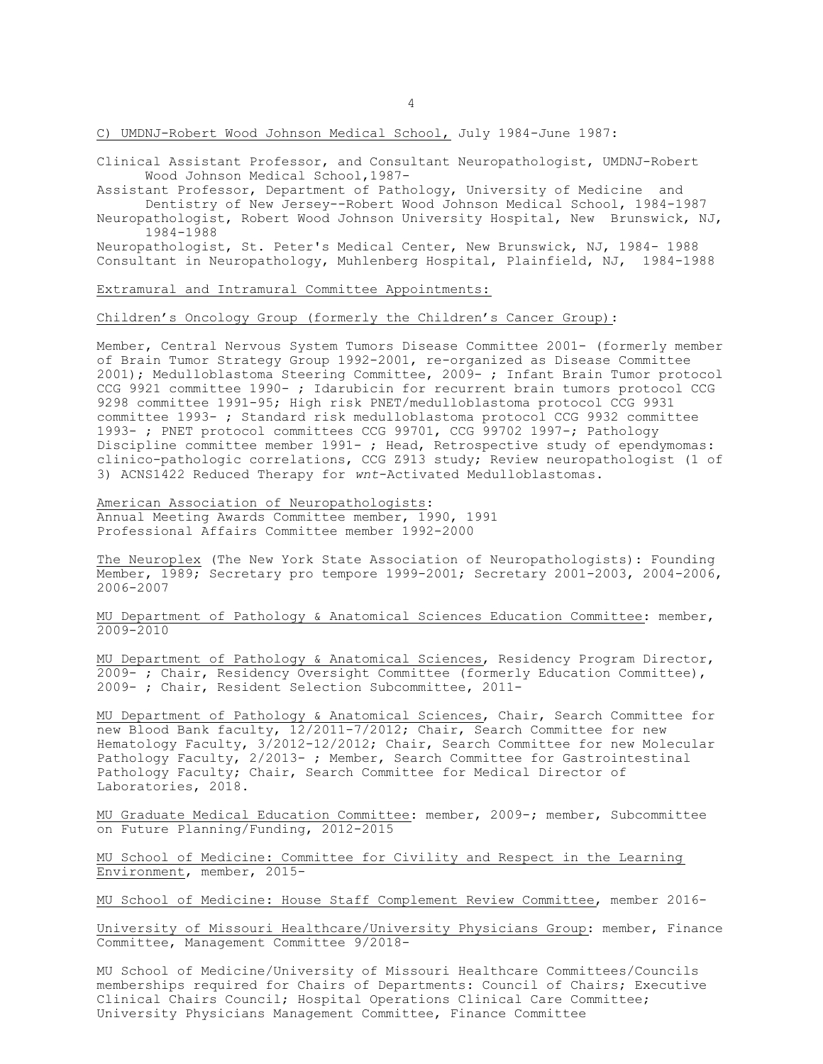C) UMDNJ-Robert Wood Johnson Medical School, July 1984-June 1987:

Clinical Assistant Professor, and Consultant Neuropathologist, UMDNJ-Robert Wood Johnson Medical School,1987-
Assistant Professor, Department of Pathology, University of Medicine and Dentistry of New Jersey--Robert Wood Johnson Medical School, 1984-1987
Neuropathologist, Robert Wood Johnson University Hospital, New Brunswick, NJ, 1984-1988
Neuropathologist, St. Peter's Medical Center, New Brunswick, NJ, 1984- 1988
Consultant in Neuropathology, Muhlenberg Hospital, Plainfield, NJ, 1984-1988

Extramural and Intramural Committee Appointments:

Children's Oncology Group (formerly the Children's Cancer Group):

Member, Central Nervous System Tumors Disease Committee 2001- (formerly member of Brain Tumor Strategy Group 1992-2001, re-organized as Disease Committee 2001); Medulloblastoma Steering Committee, 2009- ; Infant Brain Tumor protocol CCG 9921 committee 1990- ; Idarubicin for recurrent brain tumors protocol CCG 9298 committee 1991-95; High risk PNET/medulloblastoma protocol CCG 9931 committee 1993- ; Standard risk medulloblastoma protocol CCG 9932 committee 1993- ; PNET protocol committees CCG 99701, CCG 99702 1997-; Pathology Discipline committee member 1991- ; Head, Retrospective study of ependymomas: clinico-pathologic correlations, CCG Z913 study; Review neuropathologist (1 of 3) ACNS1422 Reduced Therapy for *wnt*-Activated Medulloblastomas.

American Association of Neuropathologists:
Annual Meeting Awards Committee member, 1990, 1991
Professional Affairs Committee member 1992-2000

The Neuroplex (The New York State Association of Neuropathologists): Founding Member, 1989; Secretary pro tempore 1999-2001; Secretary 2001-2003, 2004-2006, 2006-2007

MU Department of Pathology & Anatomical Sciences Education Committee: member, 2009-2010

MU Department of Pathology & Anatomical Sciences, Residency Program Director, 2009- ; Chair, Residency Oversight Committee (formerly Education Committee), 2009- ; Chair, Resident Selection Subcommittee, 2011-

MU Department of Pathology & Anatomical Sciences, Chair, Search Committee for new Blood Bank faculty, 12/2011-7/2012; Chair, Search Committee for new Hematology Faculty, 3/2012-12/2012; Chair, Search Committee for new Molecular Pathology Faculty, 2/2013- ; Member, Search Committee for Gastrointestinal Pathology Faculty; Chair, Search Committee for Medical Director of Laboratories, 2018.

MU Graduate Medical Education Committee: member, 2009-; member, Subcommittee on Future Planning/Funding, 2012-2015

MU School of Medicine: Committee for Civility and Respect in the Learning Environment, member, 2015-

MU School of Medicine: House Staff Complement Review Committee, member 2016-

University of Missouri Healthcare/University Physicians Group: member, Finance Committee, Management Committee 9/2018-

MU School of Medicine/University of Missouri Healthcare Committees/Councils memberships required for Chairs of Departments: Council of Chairs; Executive Clinical Chairs Council; Hospital Operations Clinical Care Committee; University Physicians Management Committee, Finance Committee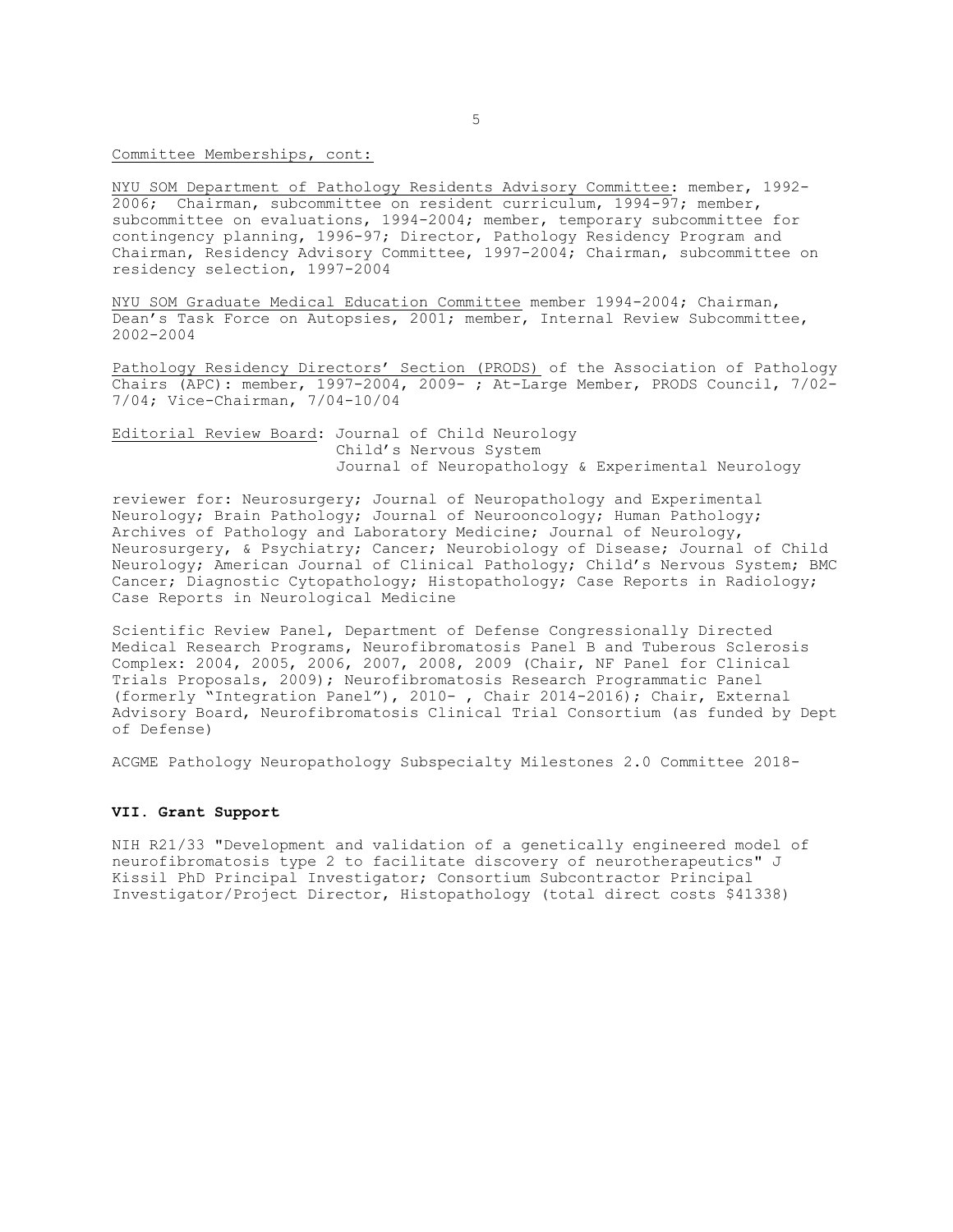Committee Memberships, cont:

NYU SOM Department of Pathology Residents Advisory Committee: member, 1992-2006; Chairman, subcommittee on resident curriculum, 1994-97; member, subcommittee on evaluations, 1994-2004; member, temporary subcommittee for contingency planning, 1996-97; Director, Pathology Residency Program and Chairman, Residency Advisory Committee, 1997-2004; Chairman, subcommittee on residency selection, 1997-2004

NYU SOM Graduate Medical Education Committee member 1994-2004; Chairman, Dean's Task Force on Autopsies, 2001; member, Internal Review Subcommittee, 2002-2004

Pathology Residency Directors' Section (PRODS) of the Association of Pathology Chairs (APC): member, 1997-2004, 2009- ; At-Large Member, PRODS Council, 7/02-7/04; Vice-Chairman, 7/04-10/04

Editorial Review Board: Journal of Child Neurology
Child's Nervous System
Journal of Neuropathology & Experimental Neurology

reviewer for: Neurosurgery; Journal of Neuropathology and Experimental Neurology; Brain Pathology; Journal of Neurooncology; Human Pathology; Archives of Pathology and Laboratory Medicine; Journal of Neurology, Neurosurgery, & Psychiatry; Cancer; Neurobiology of Disease; Journal of Child Neurology; American Journal of Clinical Pathology; Child's Nervous System; BMC Cancer; Diagnostic Cytopathology; Histopathology; Case Reports in Radiology; Case Reports in Neurological Medicine

Scientific Review Panel, Department of Defense Congressionally Directed Medical Research Programs, Neurofibromatosis Panel B and Tuberous Sclerosis Complex: 2004, 2005, 2006, 2007, 2008, 2009 (Chair, NF Panel for Clinical Trials Proposals, 2009); Neurofibromatosis Research Programmatic Panel (formerly "Integration Panel"), 2010- , Chair 2014-2016); Chair, External Advisory Board, Neurofibromatosis Clinical Trial Consortium (as funded by Dept of Defense)

ACGME Pathology Neuropathology Subspecialty Milestones 2.0 Committee 2018-

**VII. Grant Support**

NIH R21/33 "Development and validation of a genetically engineered model of neurofibromatosis type 2 to facilitate discovery of neurotherapeutics" J Kissil PhD Principal Investigator; Consortium Subcontractor Principal Investigator/Project Director, Histopathology (total direct costs $41338)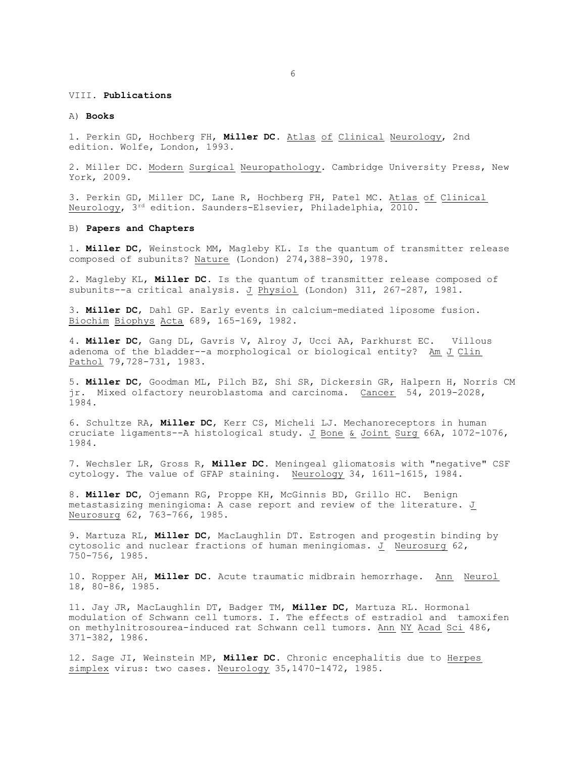VIII. **Publications**

A) **Books**

1. Perkin GD, Hochberg FH, **Miller DC**. Atlas of Clinical Neurology, 2nd edition. Wolfe, London, 1993.

2. Miller DC. Modern Surgical Neuropathology. Cambridge University Press, New York, 2009.

3. Perkin GD, Miller DC, Lane R, Hochberg FH, Patel MC. Atlas of Clinical Neurology, 3rd edition. Saunders-Elsevier, Philadelphia, 2010.

B) **Papers and Chapters**

1. **Miller DC**, Weinstock MM, Magleby KL. Is the quantum of transmitter release composed of subunits? Nature (London) 274,388-390, 1978.

2. Magleby KL, **Miller DC**. Is the quantum of transmitter release composed of subunits--a critical analysis. J Physiol (London) 311, 267-287, 1981.

3. **Miller DC**, Dahl GP. Early events in calcium-mediated liposome fusion. Biochim Biophys Acta 689, 165-169, 1982.

4. **Miller DC**, Gang DL, Gavris V, Alroy J, Ucci AA, Parkhurst EC. Villous adenoma of the bladder--a morphological or biological entity? Am J Clin Pathol 79,728-731, 1983.

5. **Miller DC**, Goodman ML, Pilch BZ, Shi SR, Dickersin GR, Halpern H, Norris CM jr. Mixed olfactory neuroblastoma and carcinoma. Cancer 54, 2019-2028, 1984.

6. Schultze RA, **Miller DC**, Kerr CS, Micheli LJ. Mechanoreceptors in human cruciate ligaments--A histological study. J Bone & Joint Surg 66A, 1072-1076, 1984.

7. Wechsler LR, Gross R, **Miller DC**. Meningeal gliomatosis with "negative" CSF cytology. The value of GFAP staining. Neurology 34, 1611-1615, 1984.

8. **Miller DC**, Ojemann RG, Proppe KH, McGinnis BD, Grillo HC. Benign metastasizing meningioma: A case report and review of the literature. J Neurosurg 62, 763-766, 1985.

9. Martuza RL, **Miller DC**, MacLaughlin DT. Estrogen and progestin binding by cytosolic and nuclear fractions of human meningiomas. J Neurosurg 62, 750-756, 1985.

10. Ropper AH, **Miller DC**. Acute traumatic midbrain hemorrhage. Ann Neurol 18, 80-86, 1985.

11. Jay JR, MacLaughlin DT, Badger TM, **Miller DC**, Martuza RL. Hormonal modulation of Schwann cell tumors. I. The effects of estradiol and tamoxifen on methylnitrosourea-induced rat Schwann cell tumors. Ann NY Acad Sci 486, 371-382, 1986.

12. Sage JI, Weinstein MP, **Miller DC**. Chronic encephalitis due to Herpes simplex virus: two cases. Neurology 35,1470-1472, 1985.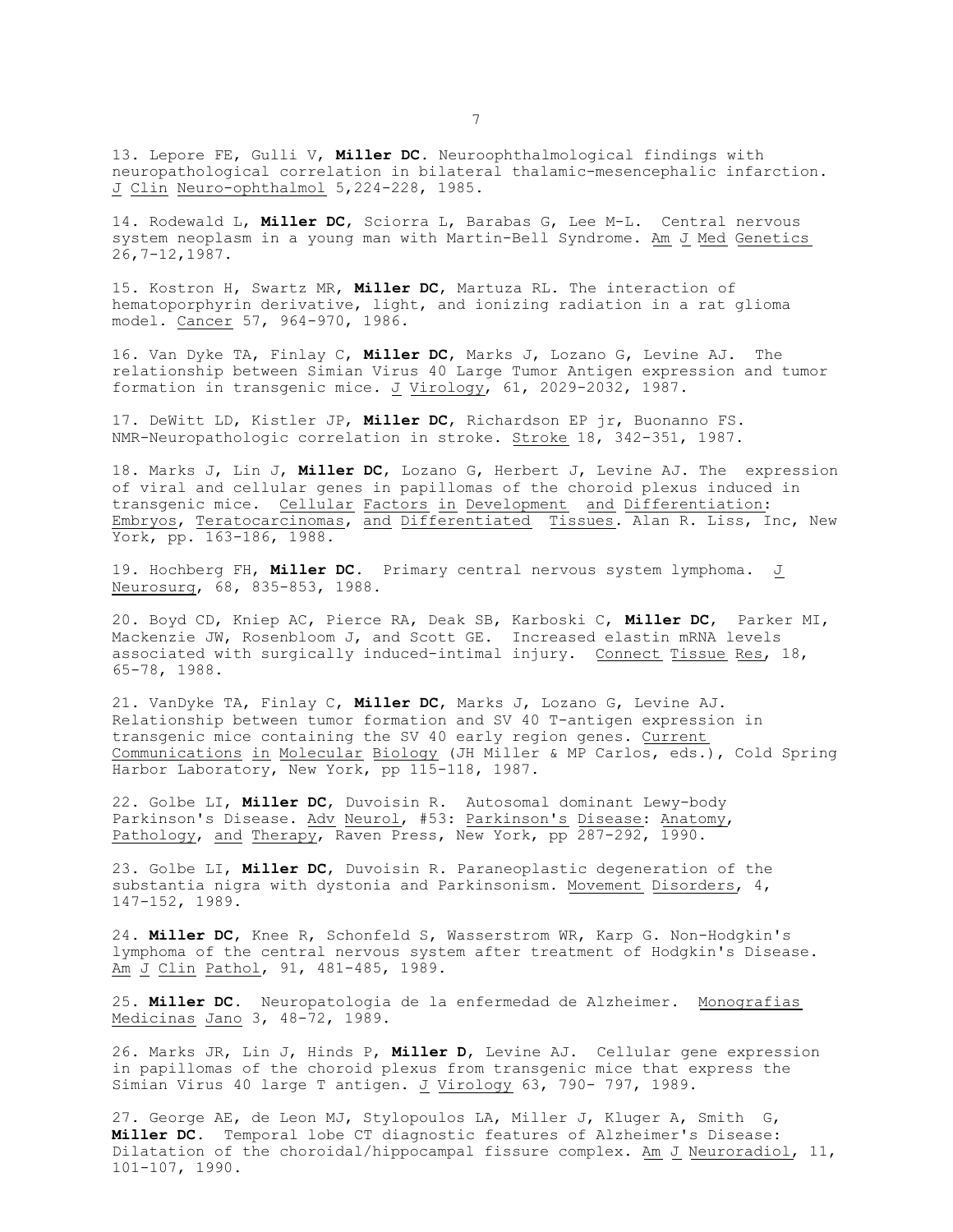13. Lepore FE, Gulli V, **Miller DC**. Neuroophthalmological findings with neuropathological correlation in bilateral thalamic-mesencephalic infarction. J Clin Neuro-ophthalmol 5,224-228, 1985.

14. Rodewald L, **Miller DC**, Sciorra L, Barabas G, Lee M-L. Central nervous system neoplasm in a young man with Martin-Bell Syndrome. Am J Med Genetics 26,7-12,1987.

15. Kostron H, Swartz MR, **Miller DC**, Martuza RL. The interaction of hematoporphyrin derivative, light, and ionizing radiation in a rat glioma model. Cancer 57, 964-970, 1986.

16. Van Dyke TA, Finlay C, **Miller DC**, Marks J, Lozano G, Levine AJ. The relationship between Simian Virus 40 Large Tumor Antigen expression and tumor formation in transgenic mice. J Virology, 61, 2029-2032, 1987.

17. DeWitt LD, Kistler JP, **Miller DC**, Richardson EP jr, Buonanno FS. NMR-Neuropathologic correlation in stroke. Stroke 18, 342-351, 1987.

18. Marks J, Lin J, **Miller DC**, Lozano G, Herbert J, Levine AJ. The expression of viral and cellular genes in papillomas of the choroid plexus induced in transgenic mice. Cellular Factors in Development and Differentiation: Embryos, Teratocarcinomas, and Differentiated Tissues. Alan R. Liss, Inc, New York, pp. 163-186, 1988.

19. Hochberg FH, **Miller DC**. Primary central nervous system lymphoma. J Neurosurg, 68, 835-853, 1988.

20. Boyd CD, Kniep AC, Pierce RA, Deak SB, Karboski C, **Miller DC**, Parker MI, Mackenzie JW, Rosenbloom J, and Scott GE. Increased elastin mRNA levels associated with surgically induced-intimal injury. Connect Tissue Res, 18, 65-78, 1988.

21. VanDyke TA, Finlay C, **Miller DC**, Marks J, Lozano G, Levine AJ. Relationship between tumor formation and SV 40 T-antigen expression in transgenic mice containing the SV 40 early region genes. Current Communications in Molecular Biology (JH Miller & MP Carlos, eds.), Cold Spring Harbor Laboratory, New York, pp 115-118, 1987.

22. Golbe LI, **Miller DC**, Duvoisin R. Autosomal dominant Lewy-body Parkinson's Disease. Adv Neurol, #53: Parkinson's Disease: Anatomy, Pathology, and Therapy, Raven Press, New York, pp 287-292, 1990.

23. Golbe LI, **Miller DC**, Duvoisin R. Paraneoplastic degeneration of the substantia nigra with dystonia and Parkinsonism. Movement Disorders, 4, 147-152, 1989.

24. **Miller DC**, Knee R, Schonfeld S, Wasserstrom WR, Karp G. Non-Hodgkin's lymphoma of the central nervous system after treatment of Hodgkin's Disease. Am J Clin Pathol, 91, 481-485, 1989.

25. **Miller DC**. Neuropatologia de la enfermedad de Alzheimer. Monografias Medicinas Jano 3, 48-72, 1989.

26. Marks JR, Lin J, Hinds P, **Miller D**, Levine AJ. Cellular gene expression in papillomas of the choroid plexus from transgenic mice that express the Simian Virus 40 large T antigen. J Virology 63, 790- 797, 1989.

27. George AE, de Leon MJ, Stylopoulos LA, Miller J, Kluger A, Smith G, **Miller DC**. Temporal lobe CT diagnostic features of Alzheimer's Disease: Dilatation of the choroidal/hippocampal fissure complex. Am J Neuroradiol, 11, 101-107, 1990.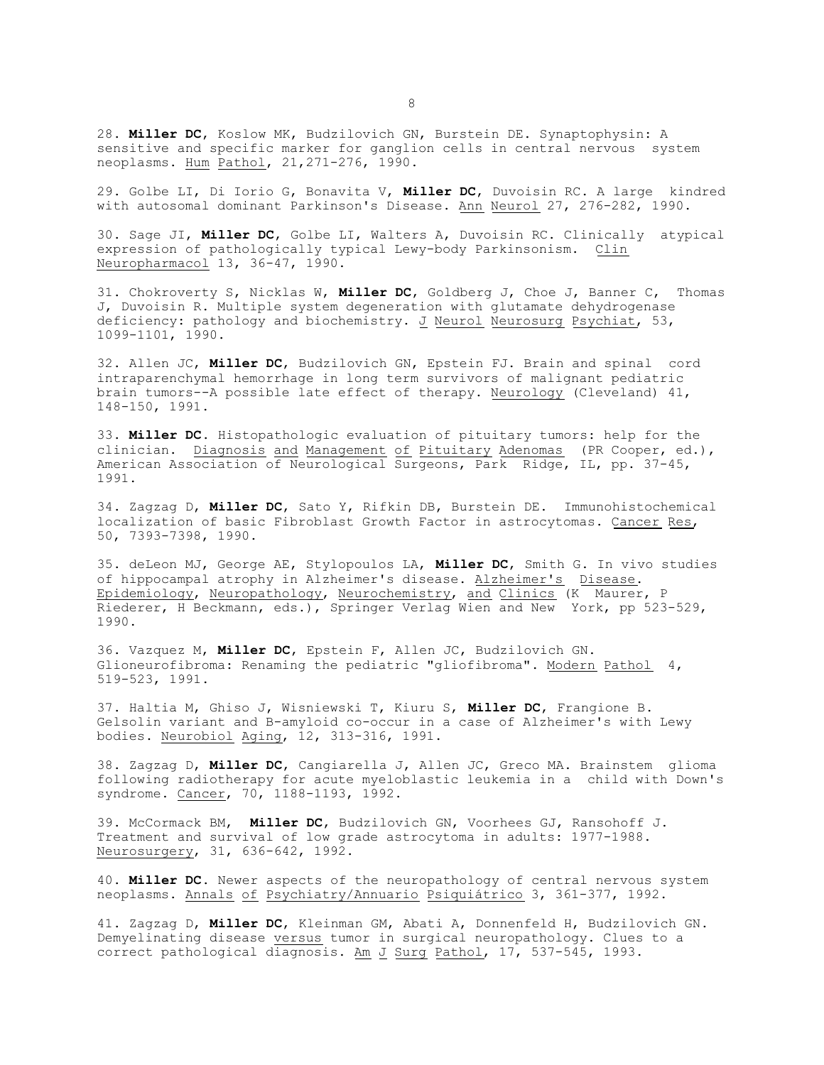28. **Miller DC**, Koslow MK, Budzilovich GN, Burstein DE. Synaptophysin: A sensitive and specific marker for ganglion cells in central nervous system neoplasms. Hum Pathol, 21,271-276, 1990.

29. Golbe LI, Di Iorio G, Bonavita V, **Miller DC**, Duvoisin RC. A large kindred with autosomal dominant Parkinson's Disease. Ann Neurol 27, 276-282, 1990.

30. Sage JI, **Miller DC**, Golbe LI, Walters A, Duvoisin RC. Clinically atypical expression of pathologically typical Lewy-body Parkinsonism. Clin Neuropharmacol 13, 36-47, 1990.

31. Chokroverty S, Nicklas W, **Miller DC**, Goldberg J, Choe J, Banner C, Thomas J, Duvoisin R. Multiple system degeneration with glutamate dehydrogenase deficiency: pathology and biochemistry. J Neurol Neurosurg Psychiat, 53, 1099-1101, 1990.

32. Allen JC, **Miller DC**, Budzilovich GN, Epstein FJ. Brain and spinal cord intraparenchymal hemorrhage in long term survivors of malignant pediatric brain tumors--A possible late effect of therapy. Neurology (Cleveland) 41, 148-150, 1991.

33. **Miller DC**. Histopathologic evaluation of pituitary tumors: help for the clinician. Diagnosis and Management of Pituitary Adenomas (PR Cooper, ed.), American Association of Neurological Surgeons, Park Ridge, IL, pp. 37-45, 1991.

34. Zagzag D, **Miller DC**, Sato Y, Rifkin DB, Burstein DE. Immunohistochemical localization of basic Fibroblast Growth Factor in astrocytomas. Cancer Res, 50, 7393-7398, 1990.

35. deLeon MJ, George AE, Stylopoulos LA, **Miller DC**, Smith G. In vivo studies of hippocampal atrophy in Alzheimer's disease. Alzheimer's Disease. Epidemiology, Neuropathology, Neurochemistry, and Clinics (K Maurer, P Riederer, H Beckmann, eds.), Springer Verlag Wien and New York, pp 523-529, 1990.

36. Vazquez M, **Miller DC**, Epstein F, Allen JC, Budzilovich GN. Glioneurofibroma: Renaming the pediatric "gliofibroma". Modern Pathol 4, 519-523, 1991.

37. Haltia M, Ghiso J, Wisniewski T, Kiuru S, **Miller DC**, Frangione B. Gelsolin variant and B-amyloid co-occur in a case of Alzheimer's with Lewy bodies. Neurobiol Aging, 12, 313-316, 1991.

38. Zagzag D, **Miller DC**, Cangiarella J, Allen JC, Greco MA. Brainstem glioma following radiotherapy for acute myeloblastic leukemia in a child with Down's syndrome. Cancer, 70, 1188-1193, 1992.

39. McCormack BM, **Miller DC**, Budzilovich GN, Voorhees GJ, Ransohoff J. Treatment and survival of low grade astrocytoma in adults: 1977-1988. Neurosurgery, 31, 636-642, 1992.

40. **Miller DC**. Newer aspects of the neuropathology of central nervous system neoplasms. Annals of Psychiatry/Annuario Psiquiátrico 3, 361-377, 1992.

41. Zagzag D, **Miller DC**, Kleinman GM, Abati A, Donnenfeld H, Budzilovich GN. Demyelinating disease versus tumor in surgical neuropathology. Clues to a correct pathological diagnosis. Am J Surg Pathol, 17, 537-545, 1993.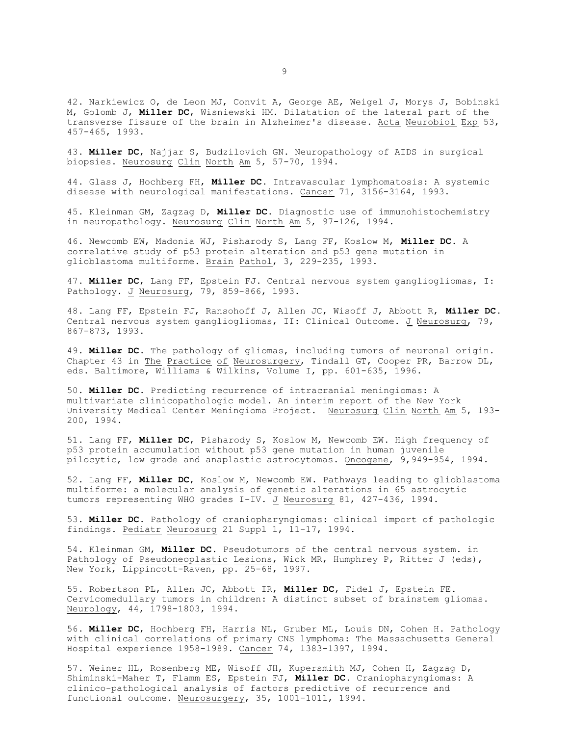42. Narkiewicz O, de Leon MJ, Convit A, George AE, Weigel J, Morys J, Bobinski M, Golomb J, **Miller DC**, Wisniewski HM. Dilatation of the lateral part of the transverse fissure of the brain in Alzheimer's disease. Acta Neurobiol Exp 53, 457-465, 1993.

43. **Miller DC**, Najjar S, Budzilovich GN. Neuropathology of AIDS in surgical biopsies. Neurosurg Clin North Am 5, 57-70, 1994.

44. Glass J, Hochberg FH, **Miller DC**. Intravascular lymphomatosis: A systemic disease with neurological manifestations. Cancer 71, 3156-3164, 1993.

45. Kleinman GM, Zagzag D, **Miller DC**. Diagnostic use of immunohistochemistry in neuropathology. Neurosurg Clin North Am 5, 97-126, 1994.

46. Newcomb EW, Madonia WJ, Pisharody S, Lang FF, Koslow M, **Miller DC**. A correlative study of p53 protein alteration and p53 gene mutation in glioblastoma multiforme. Brain Pathol, 3, 229-235, 1993.

47. **Miller DC**, Lang FF, Epstein FJ. Central nervous system gangliogliomas, I: Pathology. J Neurosurg, 79, 859-866, 1993.

48. Lang FF, Epstein FJ, Ransohoff J, Allen JC, Wisoff J, Abbott R, **Miller DC**. Central nervous system gangliogliomas, II: Clinical Outcome. J Neurosurg, 79, 867-873, 1993.

49. **Miller DC**. The pathology of gliomas, including tumors of neuronal origin. Chapter 43 in The Practice of Neurosurgery, Tindall GT, Cooper PR, Barrow DL, eds. Baltimore, Williams & Wilkins, Volume I, pp. 601-635, 1996.

50. **Miller DC**. Predicting recurrence of intracranial meningiomas: A multivariate clinicopathologic model. An interim report of the New York University Medical Center Meningioma Project. Neurosurg Clin North Am 5, 193-200, 1994.

51. Lang FF, **Miller DC**, Pisharody S, Koslow M, Newcomb EW. High frequency of p53 protein accumulation without p53 gene mutation in human juvenile pilocytic, low grade and anaplastic astrocytomas. Oncogene, 9,949-954, 1994.

52. Lang FF, **Miller DC**, Koslow M, Newcomb EW. Pathways leading to glioblastoma multiforme: a molecular analysis of genetic alterations in 65 astrocytic tumors representing WHO grades I-IV. J Neurosurg 81, 427-436, 1994.

53. **Miller DC**. Pathology of craniopharyngiomas: clinical import of pathologic findings. Pediatr Neurosurg 21 Suppl 1, 11-17, 1994.

54. Kleinman GM, **Miller DC**. Pseudotumors of the central nervous system. in Pathology of Pseudoneoplastic Lesions, Wick MR, Humphrey P, Ritter J (eds), New York, Lippincott-Raven, pp. 25-68, 1997.

55. Robertson PL, Allen JC, Abbott IR, **Miller DC**, Fidel J, Epstein FE. Cervicomedullary tumors in children: A distinct subset of brainstem gliomas. Neurology, 44, 1798-1803, 1994.

56. **Miller DC**, Hochberg FH, Harris NL, Gruber ML, Louis DN, Cohen H. Pathology with clinical correlations of primary CNS lymphoma: The Massachusetts General Hospital experience 1958-1989. Cancer 74, 1383-1397, 1994.

57. Weiner HL, Rosenberg ME, Wisoff JH, Kupersmith MJ, Cohen H, Zagzag D, Shiminski-Maher T, Flamm ES, Epstein FJ, **Miller DC**. Craniopharyngiomas: A clinico-pathological analysis of factors predictive of recurrence and functional outcome. Neurosurgery, 35, 1001-1011, 1994.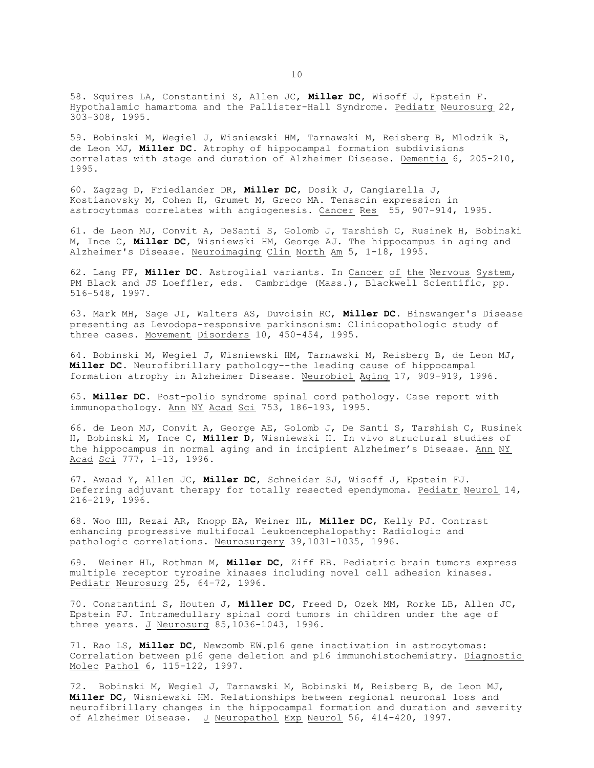58. Squires LA, Constantini S, Allen JC, **Miller DC**, Wisoff J, Epstein F. Hypothalamic hamartoma and the Pallister-Hall Syndrome. Pediatr Neurosurg 22, 303-308, 1995.

59. Bobinski M, Wegiel J, Wisniewski HM, Tarnawski M, Reisberg B, Mlodzik B, de Leon MJ, **Miller DC**. Atrophy of hippocampal formation subdivisions correlates with stage and duration of Alzheimer Disease. Dementia 6, 205-210, 1995.

60. Zagzag D, Friedlander DR, **Miller DC**, Dosik J, Cangiarella J, Kostianovsky M, Cohen H, Grumet M, Greco MA. Tenascin expression in astrocytomas correlates with angiogenesis. Cancer Res 55, 907-914, 1995.

61. de Leon MJ, Convit A, DeSanti S, Golomb J, Tarshish C, Rusinek H, Bobinski M, Ince C, **Miller DC**, Wisniewski HM, George AJ. The hippocampus in aging and Alzheimer's Disease. Neuroimaging Clin North Am 5, 1-18, 1995.

62. Lang FF, **Miller DC**. Astroglial variants. In Cancer of the Nervous System, PM Black and JS Loeffler, eds. Cambridge (Mass.), Blackwell Scientific, pp. 516-548, 1997.

63. Mark MH, Sage JI, Walters AS, Duvoisin RC, **Miller DC**. Binswanger's Disease presenting as Levodopa-responsive parkinsonism: Clinicopathologic study of three cases. Movement Disorders 10, 450-454, 1995.

64. Bobinski M, Wegiel J, Wisniewski HM, Tarnawski M, Reisberg B, de Leon MJ, **Miller DC**. Neurofibrillary pathology--the leading cause of hippocampal formation atrophy in Alzheimer Disease. Neurobiol Aging 17, 909-919, 1996.

65. **Miller DC**. Post-polio syndrome spinal cord pathology. Case report with immunopathology. Ann NY Acad Sci 753, 186-193, 1995.

66. de Leon MJ, Convit A, George AE, Golomb J, De Santi S, Tarshish C, Rusinek H, Bobinski M, Ince C, **Miller D**, Wisniewski H. In vivo structural studies of the hippocampus in normal aging and in incipient Alzheimer's Disease. Ann NY Acad Sci 777, 1-13, 1996.

67. Awaad Y, Allen JC, **Miller DC**, Schneider SJ, Wisoff J, Epstein FJ. Deferring adjuvant therapy for totally resected ependymoma. Pediatr Neurol 14, 216-219, 1996.

68. Woo HH, Rezai AR, Knopp EA, Weiner HL, **Miller DC**, Kelly PJ. Contrast enhancing progressive multifocal leukoencephalopathy: Radiologic and pathologic correlations. Neurosurgery 39,1031-1035, 1996.

69. Weiner HL, Rothman M, **Miller DC**, Ziff EB. Pediatric brain tumors express multiple receptor tyrosine kinases including novel cell adhesion kinases. Pediatr Neurosurg 25, 64-72, 1996.

70. Constantini S, Houten J, **Miller DC**, Freed D, Ozek MM, Rorke LB, Allen JC, Epstein FJ. Intramedullary spinal cord tumors in children under the age of three years. J Neurosurg 85,1036-1043, 1996.

71. Rao LS, **Miller DC**, Newcomb EW.p16 gene inactivation in astrocytomas: Correlation between p16 gene deletion and p16 immunohistochemistry. Diagnostic Molec Pathol 6, 115-122, 1997.

72. Bobinski M, Wegiel J, Tarnawski M, Bobinski M, Reisberg B, de Leon MJ, **Miller DC**, Wisniewski HM. Relationships between regional neuronal loss and neurofibrillary changes in the hippocampal formation and duration and severity of Alzheimer Disease. J Neuropathol Exp Neurol 56, 414-420, 1997.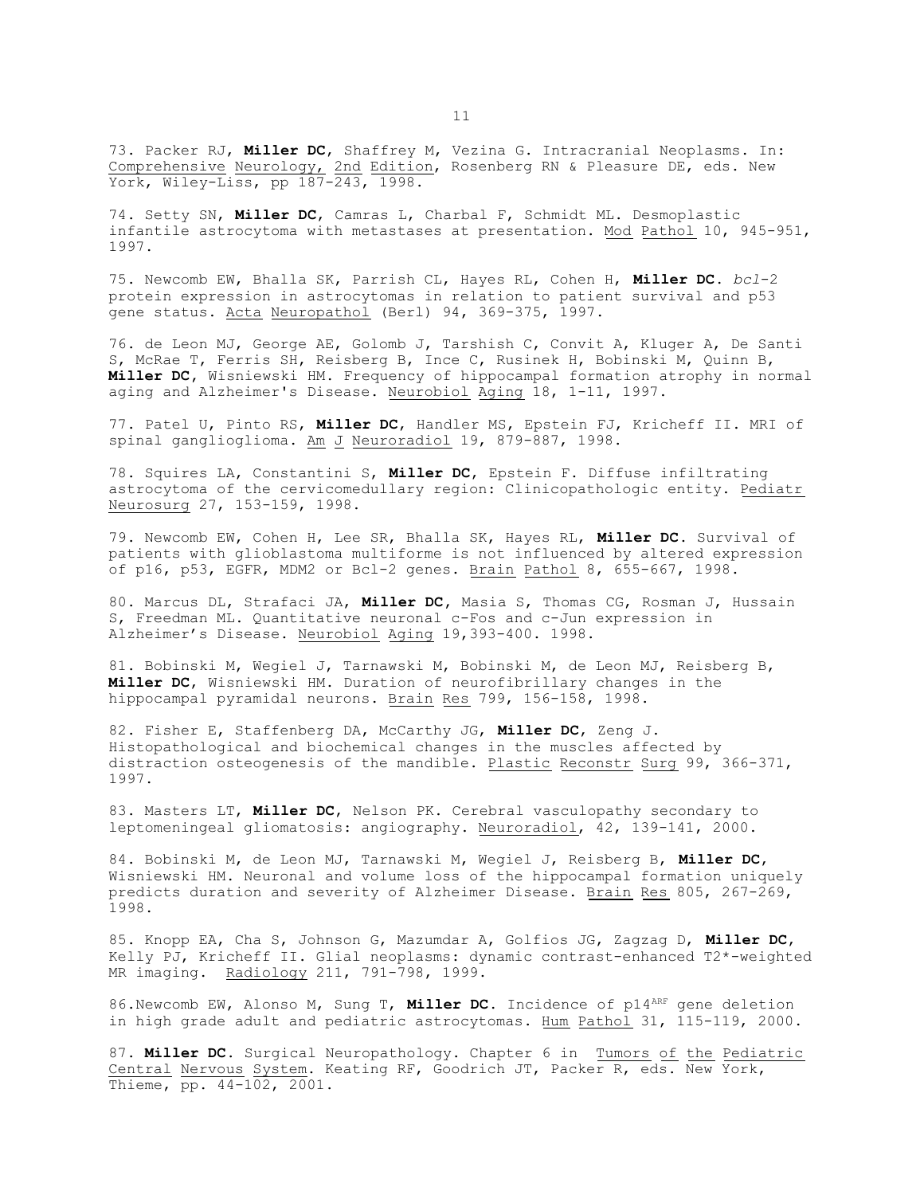73. Packer RJ, **Miller DC**, Shaffrey M, Vezina G. Intracranial Neoplasms. In: Comprehensive Neurology, 2nd Edition, Rosenberg RN & Pleasure DE, eds. New York, Wiley-Liss, pp 187-243, 1998.

74. Setty SN, **Miller DC**, Camras L, Charbal F, Schmidt ML. Desmoplastic infantile astrocytoma with metastases at presentation. Mod Pathol 10, 945-951, 1997.

75. Newcomb EW, Bhalla SK, Parrish CL, Hayes RL, Cohen H, **Miller DC**. *bcl*-2 protein expression in astrocytomas in relation to patient survival and p53 gene status. Acta Neuropathol (Berl) 94, 369-375, 1997.

76. de Leon MJ, George AE, Golomb J, Tarshish C, Convit A, Kluger A, De Santi S, McRae T, Ferris SH, Reisberg B, Ince C, Rusinek H, Bobinski M, Quinn B, **Miller DC**, Wisniewski HM. Frequency of hippocampal formation atrophy in normal aging and Alzheimer's Disease. Neurobiol Aging 18, 1-11, 1997.

77. Patel U, Pinto RS, **Miller DC**, Handler MS, Epstein FJ, Kricheff II. MRI of spinal ganglioglioma. Am J Neuroradiol 19, 879-887, 1998.

78. Squires LA, Constantini S, **Miller DC**, Epstein F. Diffuse infiltrating astrocytoma of the cervicomedullary region: Clinicopathologic entity. Pediatr Neurosurg 27, 153-159, 1998.

79. Newcomb EW, Cohen H, Lee SR, Bhalla SK, Hayes RL, **Miller DC**. Survival of patients with glioblastoma multiforme is not influenced by altered expression of p16, p53, EGFR, MDM2 or Bcl-2 genes. Brain Pathol 8, 655-667, 1998.

80. Marcus DL, Strafaci JA, **Miller DC**, Masia S, Thomas CG, Rosman J, Hussain S, Freedman ML. Quantitative neuronal c-Fos and c-Jun expression in Alzheimer’s Disease. Neurobiol Aging 19,393-400. 1998.

81. Bobinski M, Wegiel J, Tarnawski M, Bobinski M, de Leon MJ, Reisberg B, **Miller DC**, Wisniewski HM. Duration of neurofibrillary changes in the hippocampal pyramidal neurons. Brain Res 799, 156-158, 1998.

82. Fisher E, Staffenberg DA, McCarthy JG, **Miller DC**, Zeng J. Histopathological and biochemical changes in the muscles affected by distraction osteogenesis of the mandible. Plastic Reconstr Surg 99, 366-371, 1997.

83. Masters LT, **Miller DC**, Nelson PK. Cerebral vasculopathy secondary to leptomeningeal gliomatosis: angiography. Neuroradiol, 42, 139-141, 2000.

84. Bobinski M, de Leon MJ, Tarnawski M, Wegiel J, Reisberg B, **Miller DC**, Wisniewski HM. Neuronal and volume loss of the hippocampal formation uniquely predicts duration and severity of Alzheimer Disease. Brain Res 805, 267-269, 1998.

85. Knopp EA, Cha S, Johnson G, Mazumdar A, Golfios JG, Zagzag D, **Miller DC**, Kelly PJ, Kricheff II. Glial neoplasms: dynamic contrast-enhanced T2*-weighted MR imaging. Radiology 211, 791-798, 1999.

86.Newcomb EW, Alonso M, Sung T, **Miller DC**. Incidence of p14$^{ARF}$ gene deletion in high grade adult and pediatric astrocytomas. Hum Pathol 31, 115-119, 2000.

87. **Miller DC**. Surgical Neuropathology. Chapter 6 in Tumors of the Pediatric Central Nervous System. Keating RF, Goodrich JT, Packer R, eds. New York, Thieme, pp. 44-102, 2001.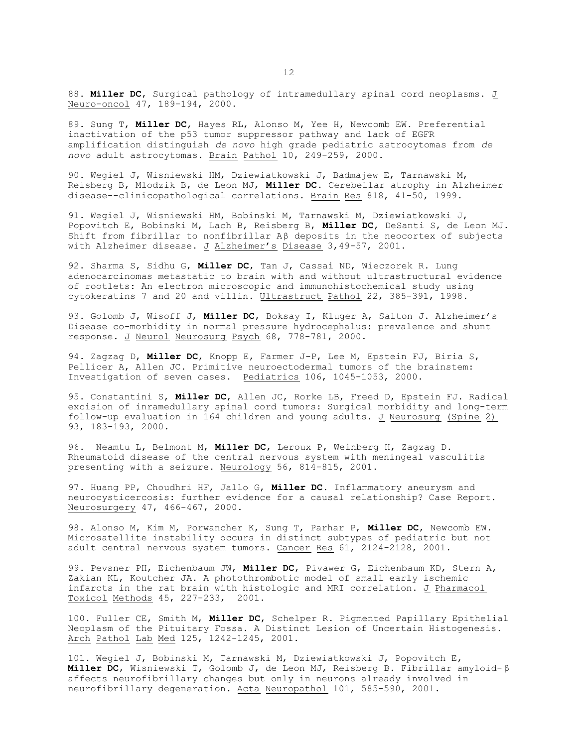88. **Miller DC**, Surgical pathology of intramedullary spinal cord neoplasms. J Neuro-oncol 47, 189-194, 2000.

89. Sung T, **Miller DC**, Hayes RL, Alonso M, Yee H, Newcomb EW. Preferential inactivation of the p53 tumor suppressor pathway and lack of EGFR amplification distinguish *de novo* high grade pediatric astrocytomas from *de novo* adult astrocytomas. Brain Pathol 10, 249-259, 2000.

90. Wegiel J, Wisniewski HM, Dziewiatkowski J, Badmajew E, Tarnawski M, Reisberg B, Mlodzik B, de Leon MJ, **Miller DC**. Cerebellar atrophy in Alzheimer disease--clinicopathological correlations. Brain Res 818, 41-50, 1999.

91. Wegiel J, Wisniewski HM, Bobinski M, Tarnawski M, Dziewiatkowski J, Popovitch E, Bobinski M, Lach B, Reisberg B, **Miller DC**, DeSanti S, de Leon MJ. Shift from fibrillar to nonfibrillar Aβ deposits in the neocortex of subjects with Alzheimer disease. J Alzheimer's Disease 3,49-57, 2001.

92. Sharma S, Sidhu G, **Miller DC**, Tan J, Cassai ND, Wieczorek R. Lung adenocarcinomas metastatic to brain with and without ultrastructural evidence of rootlets: An electron microscopic and immunohistochemical study using cytokeratins 7 and 20 and villin. Ultrastruct Pathol 22, 385-391, 1998.

93. Golomb J, Wisoff J, **Miller DC**, Boksay I, Kluger A, Salton J. Alzheimer's Disease co-morbidity in normal pressure hydrocephalus: prevalence and shunt response. J Neurol Neurosurg Psych 68, 778-781, 2000.

94. Zagzag D, **Miller DC**, Knopp E, Farmer J-P, Lee M, Epstein FJ, Biria S, Pellicer A, Allen JC. Primitive neuroectodermal tumors of the brainstem: Investigation of seven cases. Pediatrics 106, 1045-1053, 2000.

95. Constantini S, **Miller DC**, Allen JC, Rorke LB, Freed D, Epstein FJ. Radical excision of inramedullary spinal cord tumors: Surgical morbidity and long-term follow-up evaluation in 164 children and young adults. J Neurosurg (Spine 2) 93, 183-193, 2000.

96. Neamtu L, Belmont M, **Miller DC**, Leroux P, Weinberg H, Zagzag D. Rheumatoid disease of the central nervous system with meningeal vasculitis presenting with a seizure. Neurology 56, 814-815, 2001.

97. Huang PP, Choudhri HF, Jallo G, **Miller DC**. Inflammatory aneurysm and neurocysticercosis: further evidence for a causal relationship? Case Report. Neurosurgery 47, 466-467, 2000.

98. Alonso M, Kim M, Porwancher K, Sung T, Parhar P, **Miller DC**, Newcomb EW. Microsatellite instability occurs in distinct subtypes of pediatric but not adult central nervous system tumors. Cancer Res 61, 2124-2128, 2001.

99. Pevsner PH, Eichenbaum JW, **Miller DC**, Pivawer G, Eichenbaum KD, Stern A, Zakian KL, Koutcher JA. A photothrombotic model of small early ischemic infarcts in the rat brain with histologic and MRI correlation. J Pharmacol Toxicol Methods 45, 227-233, 2001.

100. Fuller CE, Smith M, **Miller DC**, Schelper R. Pigmented Papillary Epithelial Neoplasm of the Pituitary Fossa. A Distinct Lesion of Uncertain Histogenesis. Arch Pathol Lab Med 125, 1242-1245, 2001.

101. Wegiel J, Bobinski M, Tarnawski M, Dziewiatkowski J, Popovitch E, **Miller DC**, Wisniewski T, Golomb J, de Leon MJ, Reisberg B. Fibrillar amyloid-β affects neurofibrillary changes but only in neurons already involved in neurofibrillary degeneration. Acta Neuropathol 101, 585-590, 2001.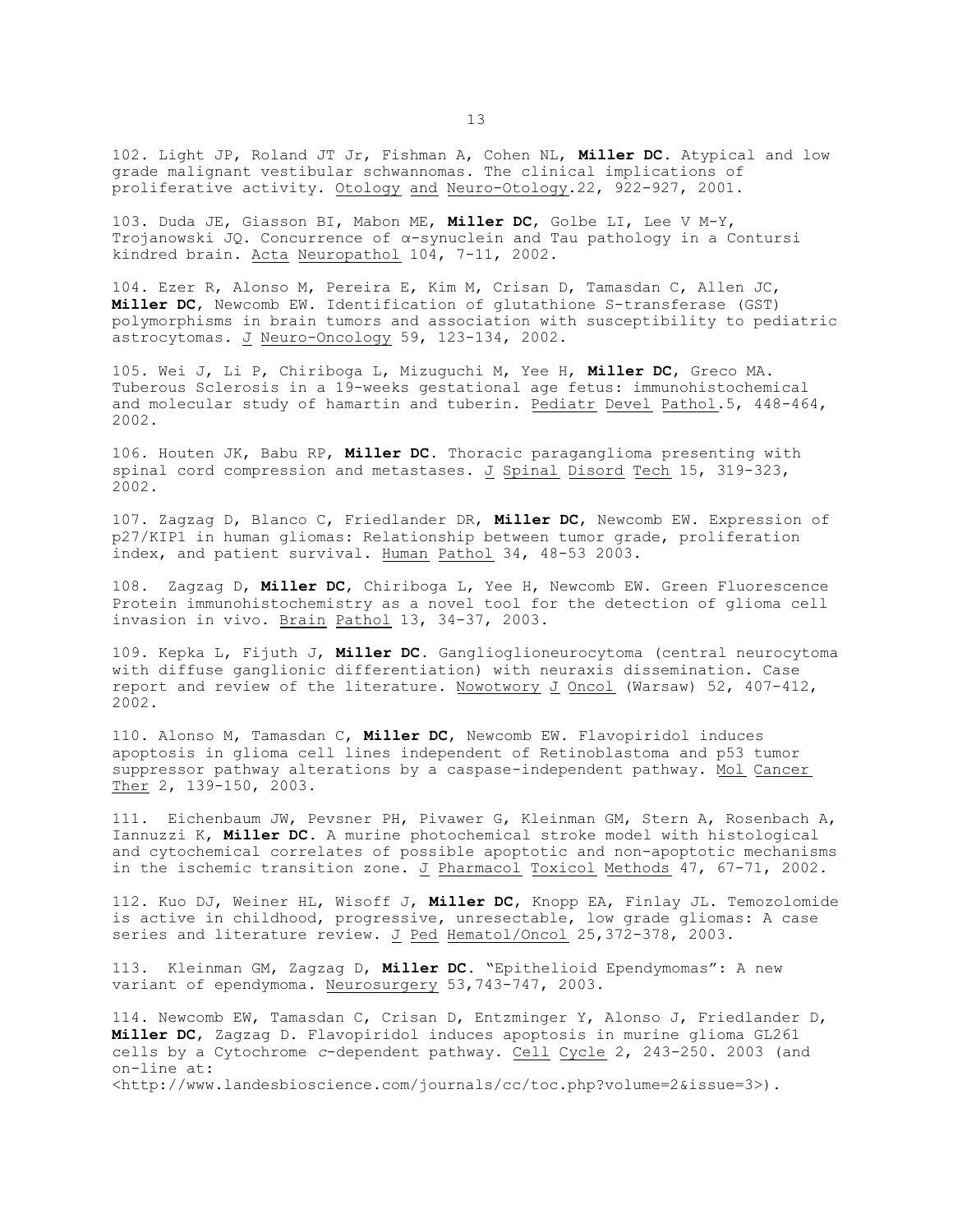102. Light JP, Roland JT Jr, Fishman A, Cohen NL, **Miller DC**. Atypical and low grade malignant vestibular schwannomas. The clinical implications of proliferative activity. Otology and Neuro-Otology.22, 922-927, 2001.

103. Duda JE, Giasson BI, Mabon ME, **Miller DC**, Golbe LI, Lee V M-Y, Trojanowski JQ. Concurrence of α-synuclein and Tau pathology in a Contursi kindred brain. Acta Neuropathol 104, 7-11, 2002.

104. Ezer R, Alonso M, Pereira E, Kim M, Crisan D, Tamasdan C, Allen JC, **Miller DC**, Newcomb EW. Identification of glutathione S-transferase (GST) polymorphisms in brain tumors and association with susceptibility to pediatric astrocytomas. J Neuro-Oncology 59, 123-134, 2002.

105. Wei J, Li P, Chiriboga L, Mizuguchi M, Yee H, **Miller DC**, Greco MA. Tuberous Sclerosis in a 19-weeks gestational age fetus: immunohistochemical and molecular study of hamartin and tuberin. Pediatr Devel Pathol.5, 448-464, 2002.

106. Houten JK, Babu RP, **Miller DC**. Thoracic paraganglioma presenting with spinal cord compression and metastases. J Spinal Disord Tech 15, 319-323, 2002.

107. Zagzag D, Blanco C, Friedlander DR, **Miller DC**, Newcomb EW. Expression of p27/KIP1 in human gliomas: Relationship between tumor grade, proliferation index, and patient survival. Human Pathol 34, 48-53 2003.

108. Zagzag D, **Miller DC**, Chiriboga L, Yee H, Newcomb EW. Green Fluorescence Protein immunohistochemistry as a novel tool for the detection of glioma cell invasion in vivo. Brain Pathol 13, 34-37, 2003.

109. Kepka L, Fijuth J, **Miller DC**. Ganglioglioneurocytoma (central neurocytoma with diffuse ganglionic differentiation) with neuraxis dissemination. Case report and review of the literature. Nowotwory J Oncol (Warsaw) 52, 407-412, 2002.

110. Alonso M, Tamasdan C, **Miller DC**, Newcomb EW. Flavopiridol induces apoptosis in glioma cell lines independent of Retinoblastoma and p53 tumor suppressor pathway alterations by a caspase-independent pathway. Mol Cancer Ther 2, 139-150, 2003.

111. Eichenbaum JW, Pevsner PH, Pivawer G, Kleinman GM, Stern A, Rosenbach A, Iannuzzi K, **Miller DC**. A murine photochemical stroke model with histological and cytochemical correlates of possible apoptotic and non-apoptotic mechanisms in the ischemic transition zone. J Pharmacol Toxicol Methods 47, 67-71, 2002.

112. Kuo DJ, Weiner HL, Wisoff J, **Miller DC**, Knopp EA, Finlay JL. Temozolomide is active in childhood, progressive, unresectable, low grade gliomas: A case series and literature review. J Ped Hematol/Oncol 25,372-378, 2003.

113. Kleinman GM, Zagzag D, **Miller DC**. "Epithelioid Ependymomas": A new variant of ependymoma. Neurosurgery 53,743-747, 2003.

114. Newcomb EW, Tamasdan C, Crisan D, Entzminger Y, Alonso J, Friedlander D, **Miller DC**, Zagzag D. Flavopiridol induces apoptosis in murine glioma GL261 cells by a Cytochrome *c*-dependent pathway. Cell Cycle 2, 243-250. 2003 (and on-line at: <http://www.landesbioscience.com/journals/cc/toc.php?volume=2&issue=3>).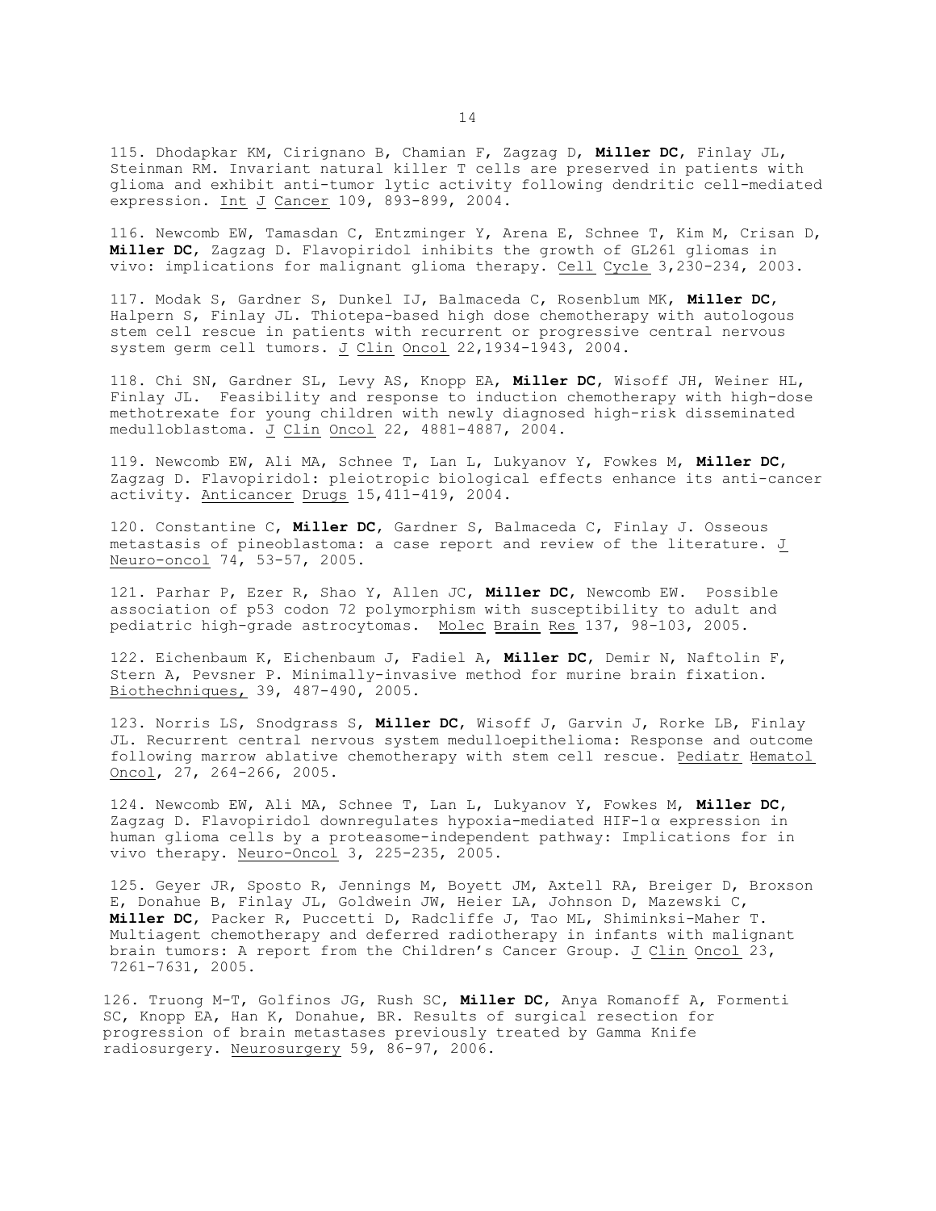115. Dhodapkar KM, Cirignano B, Chamian F, Zagzag D, **Miller DC**, Finlay JL, Steinman RM. Invariant natural killer T cells are preserved in patients with glioma and exhibit anti-tumor lytic activity following dendritic cell-mediated expression. Int J Cancer 109, 893-899, 2004.

116. Newcomb EW, Tamasdan C, Entzminger Y, Arena E, Schnee T, Kim M, Crisan D, **Miller DC**, Zagzag D. Flavopiridol inhibits the growth of GL261 gliomas in vivo: implications for malignant glioma therapy. Cell Cycle 3,230-234, 2003.

117. Modak S, Gardner S, Dunkel IJ, Balmaceda C, Rosenblum MK, **Miller DC**, Halpern S, Finlay JL. Thiotepa-based high dose chemotherapy with autologous stem cell rescue in patients with recurrent or progressive central nervous system germ cell tumors. J Clin Oncol 22,1934-1943, 2004.

118. Chi SN, Gardner SL, Levy AS, Knopp EA, **Miller DC**, Wisoff JH, Weiner HL, Finlay JL. Feasibility and response to induction chemotherapy with high-dose methotrexate for young children with newly diagnosed high-risk disseminated medulloblastoma. J Clin Oncol 22, 4881-4887, 2004.

119. Newcomb EW, Ali MA, Schnee T, Lan L, Lukyanov Y, Fowkes M, **Miller DC**, Zagzag D. Flavopiridol: pleiotropic biological effects enhance its anti-cancer activity. Anticancer Drugs 15,411-419, 2004.

120. Constantine C, **Miller DC**, Gardner S, Balmaceda C, Finlay J. Osseous metastasis of pineoblastoma: a case report and review of the literature. J Neuro-oncol 74, 53-57, 2005.

121. Parhar P, Ezer R, Shao Y, Allen JC, **Miller DC**, Newcomb EW. Possible association of p53 codon 72 polymorphism with susceptibility to adult and pediatric high-grade astrocytomas. Molec Brain Res 137, 98-103, 2005.

122. Eichenbaum K, Eichenbaum J, Fadiel A, **Miller DC**, Demir N, Naftolin F, Stern A, Pevsner P. Minimally-invasive method for murine brain fixation. Biothechniques, 39, 487-490, 2005.

123. Norris LS, Snodgrass S, **Miller DC**, Wisoff J, Garvin J, Rorke LB, Finlay JL. Recurrent central nervous system medulloepithelioma: Response and outcome following marrow ablative chemotherapy with stem cell rescue. Pediatr Hematol Oncol, 27, 264-266, 2005.

124. Newcomb EW, Ali MA, Schnee T, Lan L, Lukyanov Y, Fowkes M, **Miller DC**, Zagzag D. Flavopiridol downregulates hypoxia-mediated HIF-1α expression in human glioma cells by a proteasome-independent pathway: Implications for in vivo therapy. Neuro-Oncol 3, 225-235, 2005.

125. Geyer JR, Sposto R, Jennings M, Boyett JM, Axtell RA, Breiger D, Broxson E, Donahue B, Finlay JL, Goldwein JW, Heier LA, Johnson D, Mazewski C, **Miller DC**, Packer R, Puccetti D, Radcliffe J, Tao ML, Shiminksi-Maher T. Multiagent chemotherapy and deferred radiotherapy in infants with malignant brain tumors: A report from the Children's Cancer Group. J Clin Oncol 23, 7261-7631, 2005.

126. Truong M-T, Golfinos JG, Rush SC, **Miller DC**, Anya Romanoff A, Formenti SC, Knopp EA, Han K, Donahue, BR. Results of surgical resection for progression of brain metastases previously treated by Gamma Knife radiosurgery. Neurosurgery 59, 86-97, 2006.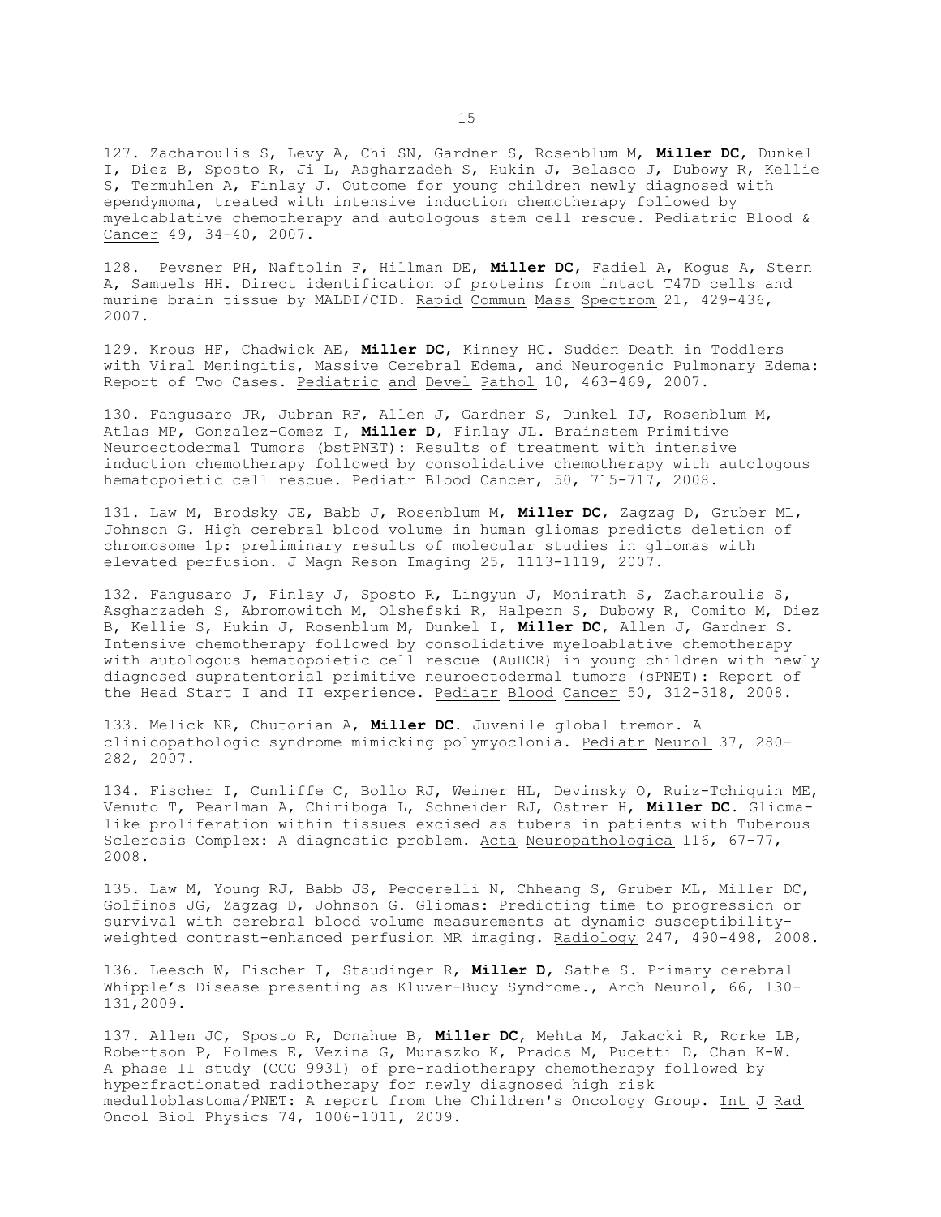127. Zacharoulis S, Levy A, Chi SN, Gardner S, Rosenblum M, **Miller DC**, Dunkel I, Diez B, Sposto R, Ji L, Asgharzadeh S, Hukin J, Belasco J, Dubowy R, Kellie S, Termuhlen A, Finlay J. Outcome for young children newly diagnosed with ependymoma, treated with intensive induction chemotherapy followed by myeloablative chemotherapy and autologous stem cell rescue. Pediatric Blood & Cancer 49, 34-40, 2007.

128. Pevsner PH, Naftolin F, Hillman DE, **Miller DC**, Fadiel A, Kogus A, Stern A, Samuels HH. Direct identification of proteins from intact T47D cells and murine brain tissue by MALDI/CID. Rapid Commun Mass Spectrom 21, 429-436, 2007.

129. Krous HF, Chadwick AE, **Miller DC**, Kinney HC. Sudden Death in Toddlers with Viral Meningitis, Massive Cerebral Edema, and Neurogenic Pulmonary Edema: Report of Two Cases. Pediatric and Devel Pathol 10, 463-469, 2007.

130. Fangusaro JR, Jubran RF, Allen J, Gardner S, Dunkel IJ, Rosenblum M, Atlas MP, Gonzalez-Gomez I, **Miller D**, Finlay JL. Brainstem Primitive Neuroectodermal Tumors (bstPNET): Results of treatment with intensive induction chemotherapy followed by consolidative chemotherapy with autologous hematopoietic cell rescue. Pediatr Blood Cancer, 50, 715-717, 2008.

131. Law M, Brodsky JE, Babb J, Rosenblum M, **Miller DC**, Zagzag D, Gruber ML, Johnson G. High cerebral blood volume in human gliomas predicts deletion of chromosome 1p: preliminary results of molecular studies in gliomas with elevated perfusion. J Magn Reson Imaging 25, 1113-1119, 2007.

132. Fangusaro J, Finlay J, Sposto R, Lingyun J, Monirath S, Zacharoulis S, Asgharzadeh S, Abromowitch M, Olshefski R, Halpern S, Dubowy R, Comito M, Diez B, Kellie S, Hukin J, Rosenblum M, Dunkel I, **Miller DC**, Allen J, Gardner S. Intensive chemotherapy followed by consolidative myeloablative chemotherapy with autologous hematopoietic cell rescue (AuHCR) in young children with newly diagnosed supratentorial primitive neuroectodermal tumors (sPNET): Report of the Head Start I and II experience. Pediatr Blood Cancer 50, 312-318, 2008.

133. Melick NR, Chutorian A, **Miller DC**. Juvenile global tremor. A clinicopathologic syndrome mimicking polymyoclonia. Pediatr Neurol 37, 280-282, 2007.

134. Fischer I, Cunliffe C, Bollo RJ, Weiner HL, Devinsky O, Ruiz-Tchiquin ME, Venuto T, Pearlman A, Chiriboga L, Schneider RJ, Ostrer H, **Miller DC**. Glioma-like proliferation within tissues excised as tubers in patients with Tuberous Sclerosis Complex: A diagnostic problem. Acta Neuropathologica 116, 67-77, 2008.

135. Law M, Young RJ, Babb JS, Peccerelli N, Chheang S, Gruber ML, Miller DC, Golfinos JG, Zagzag D, Johnson G. Gliomas: Predicting time to progression or survival with cerebral blood volume measurements at dynamic susceptibility-weighted contrast-enhanced perfusion MR imaging. Radiology 247, 490-498, 2008.

136. Leesch W, Fischer I, Staudinger R, **Miller D**, Sathe S. Primary cerebral Whipple's Disease presenting as Kluver-Bucy Syndrome., Arch Neurol, 66, 130-131,2009.

137. Allen JC, Sposto R, Donahue B, **Miller DC**, Mehta M, Jakacki R, Rorke LB, Robertson P, Holmes E, Vezina G, Muraszko K, Prados M, Pucetti D, Chan K-W. A phase II study (CCG 9931) of pre-radiotherapy chemotherapy followed by hyperfractionated radiotherapy for newly diagnosed high risk medulloblastoma/PNET: A report from the Children's Oncology Group. Int J Rad Oncol Biol Physics 74, 1006-1011, 2009.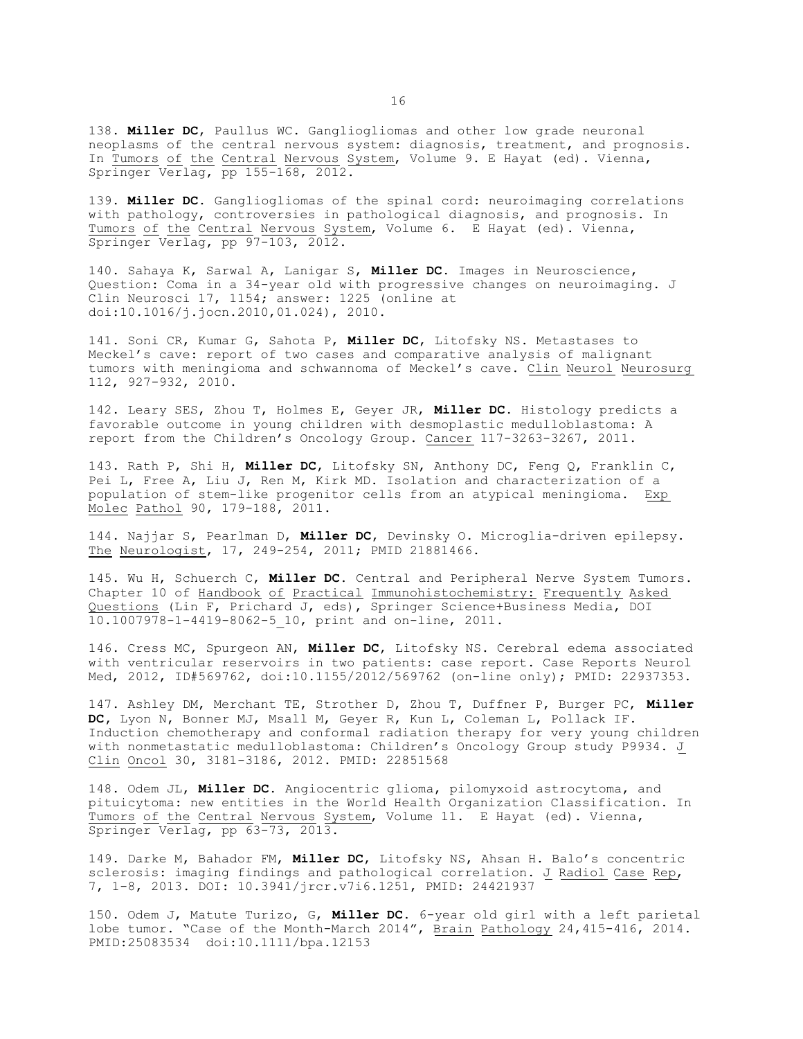138. **Miller DC**, Paullus WC. Gangliogliomas and other low grade neuronal neoplasms of the central nervous system: diagnosis, treatment, and prognosis. In Tumors of the Central Nervous System, Volume 9. E Hayat (ed). Vienna, Springer Verlag, pp 155-168, 2012.

139. **Miller DC**. Gangliogliomas of the spinal cord: neuroimaging correlations with pathology, controversies in pathological diagnosis, and prognosis. In Tumors of the Central Nervous System, Volume 6. E Hayat (ed). Vienna, Springer Verlag, pp 97-103, 2012.

140. Sahaya K, Sarwal A, Lanigar S, **Miller DC**. Images in Neuroscience, Question: Coma in a 34-year old with progressive changes on neuroimaging. J Clin Neurosci 17, 1154; answer: 1225 (online at doi:10.1016/j.jocn.2010,01.024), 2010.

141. Soni CR, Kumar G, Sahota P, **Miller DC**, Litofsky NS. Metastases to Meckel's cave: report of two cases and comparative analysis of malignant tumors with meningioma and schwannoma of Meckel's cave. Clin Neurol Neurosurg 112, 927-932, 2010.

142. Leary SES, Zhou T, Holmes E, Geyer JR, **Miller DC**. Histology predicts a favorable outcome in young children with desmoplastic medulloblastoma: A report from the Children's Oncology Group. Cancer 117-3263-3267, 2011.

143. Rath P, Shi H, **Miller DC**, Litofsky SN, Anthony DC, Feng Q, Franklin C, Pei L, Free A, Liu J, Ren M, Kirk MD. Isolation and characterization of a population of stem-like progenitor cells from an atypical meningioma. Exp Molec Pathol 90, 179-188, 2011.

144. Najjar S, Pearlman D, **Miller DC**, Devinsky O. Microglia-driven epilepsy. The Neurologist, 17, 249-254, 2011; PMID 21881466.

145. Wu H, Schuerch C, **Miller DC**. Central and Peripheral Nerve System Tumors. Chapter 10 of Handbook of Practical Immunohistochemistry: Frequently Asked Questions (Lin F, Prichard J, eds), Springer Science+Business Media, DOI 10.1007978-1-4419-8062-5_10, print and on-line, 2011.

146. Cress MC, Spurgeon AN, **Miller DC**, Litofsky NS. Cerebral edema associated with ventricular reservoirs in two patients: case report. Case Reports Neurol Med, 2012, ID#569762, doi:10.1155/2012/569762 (on-line only); PMID: 22937353.

147. Ashley DM, Merchant TE, Strother D, Zhou T, Duffner P, Burger PC, **Miller DC**, Lyon N, Bonner MJ, Msall M, Geyer R, Kun L, Coleman L, Pollack IF. Induction chemotherapy and conformal radiation therapy for very young children with nonmetastatic medulloblastoma: Children's Oncology Group study P9934. J Clin Oncol 30, 3181-3186, 2012. PMID: 22851568

148. Odem JL, **Miller DC**. Angiocentric glioma, pilomyxoid astrocytoma, and pituicytoma: new entities in the World Health Organization Classification. In Tumors of the Central Nervous System, Volume 11. E Hayat (ed). Vienna, Springer Verlag, pp 63-73, 2013.

149. Darke M, Bahador FM, **Miller DC**, Litofsky NS, Ahsan H. Balo's concentric sclerosis: imaging findings and pathological correlation. J Radiol Case Rep, 7, 1-8, 2013. DOI: 10.3941/jrcr.v7i6.1251, PMID: 24421937

150. Odem J, Matute Turizo, G, **Miller DC**. 6-year old girl with a left parietal lobe tumor. "Case of the Month-March 2014", Brain Pathology 24,415-416, 2014. PMID:25083534 doi:10.1111/bpa.12153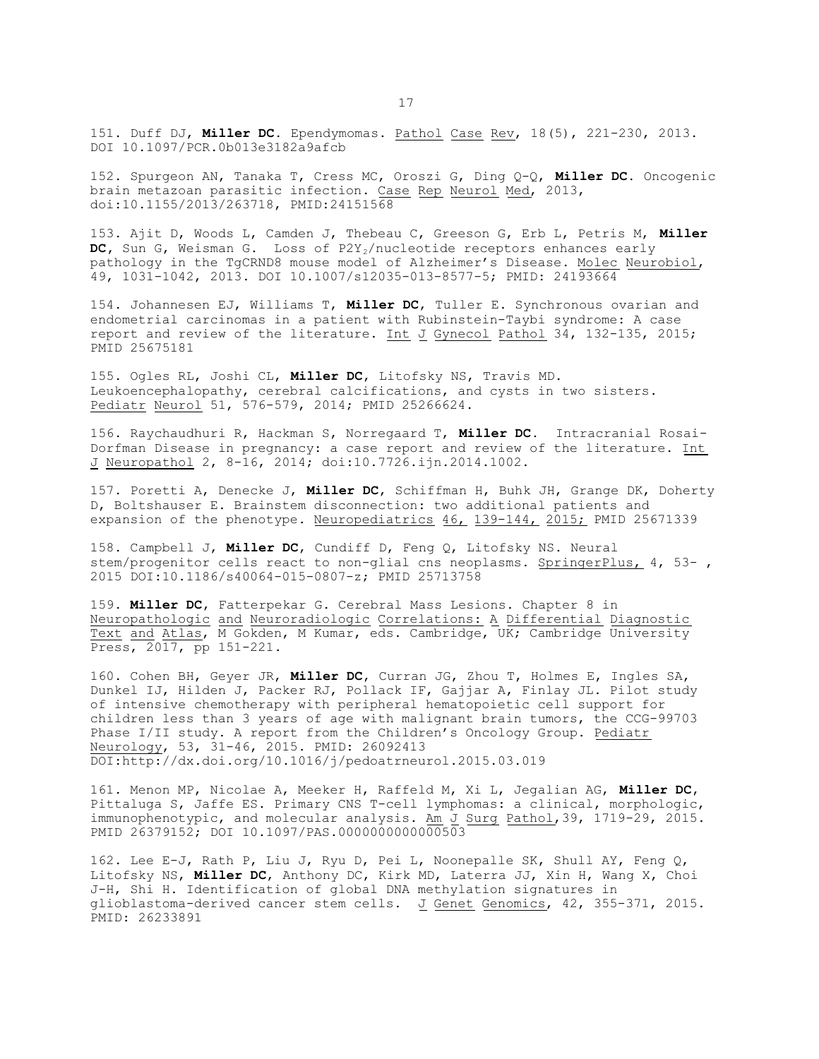151. Duff DJ, **Miller DC**. Ependymomas. Pathol Case Rev, 18(5), 221-230, 2013. DOI 10.1097/PCR.0b013e3182a9afcb

152. Spurgeon AN, Tanaka T, Cress MC, Oroszi G, Ding Q-Q, **Miller DC**. Oncogenic brain metazoan parasitic infection. Case Rep Neurol Med, 2013, doi:10.1155/2013/263718, PMID:24151568

153. Ajit D, Woods L, Camden J, Thebeau C, Greeson G, Erb L, Petris M, **Miller DC**, Sun G, Weisman G. Loss of $P2Y_2$/nucleotide receptors enhances early pathology in the TgCRND8 mouse model of Alzheimer's Disease. Molec Neurobiol, 49, 1031-1042, 2013. DOI 10.1007/s12035-013-8577-5; PMID: 24193664

154. Johannesen EJ, Williams T, **Miller DC**, Tuller E. Synchronous ovarian and endometrial carcinomas in a patient with Rubinstein-Taybi syndrome: A case report and review of the literature. Int J Gynecol Pathol 34, 132-135, 2015; PMID 25675181

155. Ogles RL, Joshi CL, **Miller DC**, Litofsky NS, Travis MD. Leukoencephalopathy, cerebral calcifications, and cysts in two sisters. Pediatr Neurol 51, 576-579, 2014; PMID 25266624.

156. Raychaudhuri R, Hackman S, Norregaard T, **Miller DC**. Intracranial Rosai-Dorfman Disease in pregnancy: a case report and review of the literature. Int J Neuropathol 2, 8-16, 2014; doi:10.7726.ijn.2014.1002.

157. Poretti A, Denecke J, **Miller DC**, Schiffman H, Buhk JH, Grange DK, Doherty D, Boltshauser E. Brainstem disconnection: two additional patients and expansion of the phenotype. Neuropediatrics 46, 139-144, 2015; PMID 25671339

158. Campbell J, **Miller DC**, Cundiff D, Feng Q, Litofsky NS. Neural stem/progenitor cells react to non-glial cns neoplasms. SpringerPlus, 4, 53- , 2015 DOI:10.1186/s40064-015-0807-z; PMID 25713758

159. **Miller DC**, Fatterpekar G. Cerebral Mass Lesions. Chapter 8 in Neuropathologic and Neuroradiologic Correlations: A Differential Diagnostic Text and Atlas, M Gokden, M Kumar, eds. Cambridge, UK; Cambridge University Press, 2017, pp 151-221.

160. Cohen BH, Geyer JR, **Miller DC**, Curran JG, Zhou T, Holmes E, Ingles SA, Dunkel IJ, Hilden J, Packer RJ, Pollack IF, Gajjar A, Finlay JL. Pilot study of intensive chemotherapy with peripheral hematopoietic cell support for children less than 3 years of age with malignant brain tumors, the CCG-99703 Phase I/II study. A report from the Children's Oncology Group. Pediatr Neurology, 53, 31-46, 2015. PMID: 26092413 DOI:http://dx.doi.org/10.1016/j/pedoatrneurol.2015.03.019

161. Menon MP, Nicolae A, Meeker H, Raffeld M, Xi L, Jegalian AG, **Miller DC**, Pittaluga S, Jaffe ES. Primary CNS T-cell lymphomas: a clinical, morphologic, immunophenotypic, and molecular analysis. Am J Surg Pathol,39, 1719-29, 2015. PMID 26379152; DOI 10.1097/PAS.0000000000000503

162. Lee E-J, Rath P, Liu J, Ryu D, Pei L, Noonepalle SK, Shull AY, Feng Q, Litofsky NS, **Miller DC**, Anthony DC, Kirk MD, Laterra JJ, Xin H, Wang X, Choi J-H, Shi H. Identification of global DNA methylation signatures in glioblastoma-derived cancer stem cells. J Genet Genomics, 42, 355-371, 2015. PMID: 26233891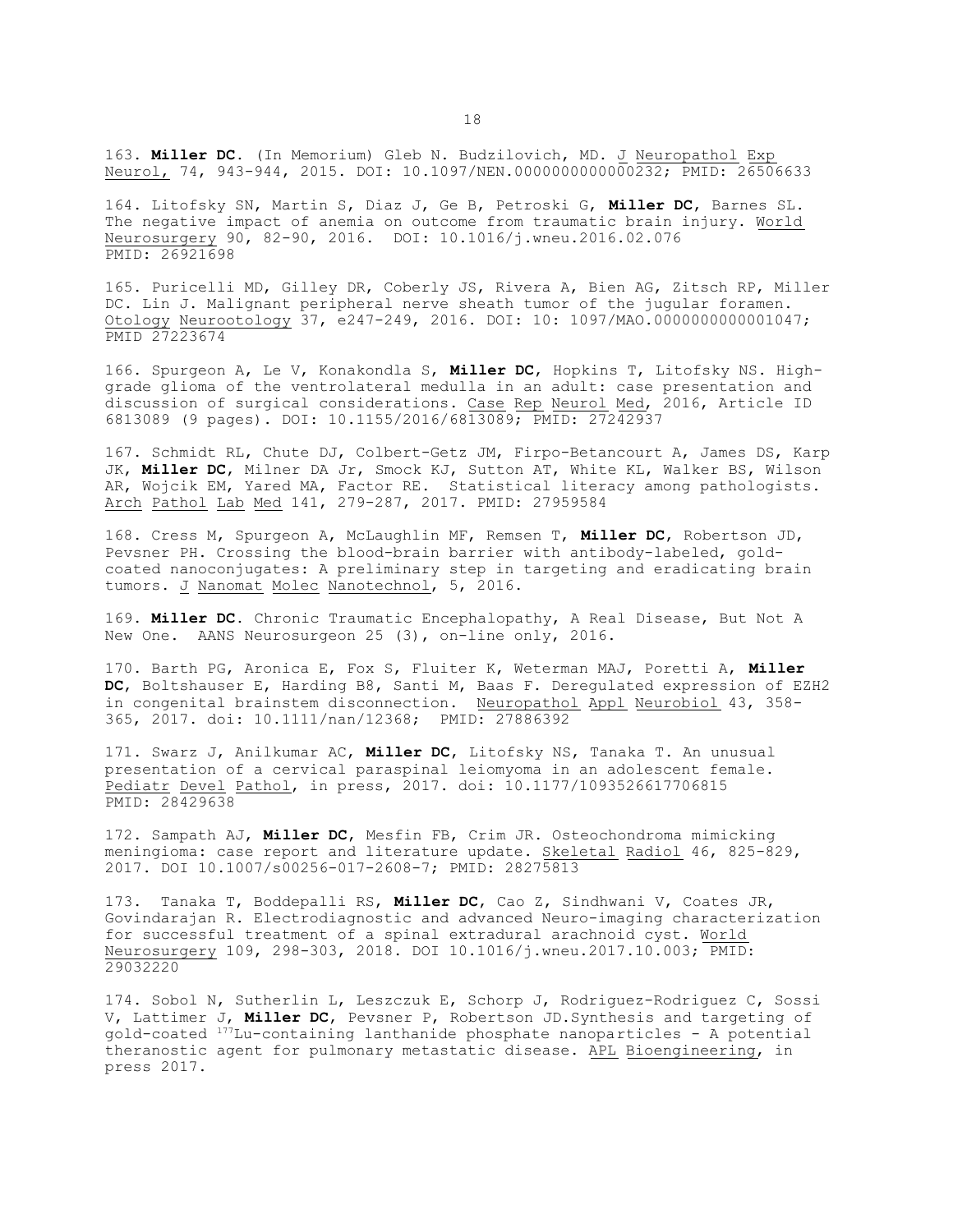163. **Miller DC.** (In Memorium) Gleb N. Budzilovich, MD. J Neuropathol Exp Neurol, 74, 943-944, 2015. DOI: 10.1097/NEN.0000000000000232; PMID: 26506633

164. Litofsky SN, Martin S, Diaz J, Ge B, Petroski G, **Miller DC**, Barnes SL. The negative impact of anemia on outcome from traumatic brain injury. World Neurosurgery 90, 82-90, 2016. DOI: 10.1016/j.wneu.2016.02.076 PMID: 26921698

165. Puricelli MD, Gilley DR, Coberly JS, Rivera A, Bien AG, Zitsch RP, Miller DC. Lin J. Malignant peripheral nerve sheath tumor of the jugular foramen. Otology Neurootology 37, e247-249, 2016. DOI: 10: 1097/MAO.0000000000001047; PMID 27223674

166. Spurgeon A, Le V, Konakondla S, **Miller DC**, Hopkins T, Litofsky NS. High-grade glioma of the ventrolateral medulla in an adult: case presentation and discussion of surgical considerations. Case Rep Neurol Med, 2016, Article ID 6813089 (9 pages). DOI: 10.1155/2016/6813089; PMID: 27242937

167. Schmidt RL, Chute DJ, Colbert-Getz JM, Firpo-Betancourt A, James DS, Karp JK, **Miller DC**, Milner DA Jr, Smock KJ, Sutton AT, White KL, Walker BS, Wilson AR, Wojcik EM, Yared MA, Factor RE. Statistical literacy among pathologists. Arch Pathol Lab Med 141, 279-287, 2017. PMID: 27959584

168. Cress M, Spurgeon A, McLaughlin MF, Remsen T, **Miller DC**, Robertson JD, Pevsner PH. Crossing the blood-brain barrier with antibody-labeled, gold-coated nanoconjugates: A preliminary step in targeting and eradicating brain tumors. J Nanomat Molec Nanotechnol, 5, 2016.

169. **Miller DC.** Chronic Traumatic Encephalopathy, A Real Disease, But Not A New One. AANS Neurosurgeon 25 (3), on-line only, 2016.

170. Barth PG, Aronica E, Fox S, Fluiter K, Weterman MAJ, Poretti A, **Miller DC**, Boltshauser E, Harding B8, Santi M, Baas F. Deregulated expression of EZH2 in congenital brainstem disconnection. Neuropathol Appl Neurobiol 43, 358-365, 2017. doi: 10.1111/nan/12368; PMID: 27886392

171. Swarz J, Anilkumar AC, **Miller DC**, Litofsky NS, Tanaka T. An unusual presentation of a cervical paraspinal leiomyoma in an adolescent female. Pediatr Devel Pathol, in press, 2017. doi: 10.1177/1093526617706815 PMID: 28429638

172. Sampath AJ, **Miller DC**, Mesfin FB, Crim JR. Osteochondroma mimicking meningioma: case report and literature update. Skeletal Radiol 46, 825-829, 2017. DOI 10.1007/s00256-017-2608-7; PMID: 28275813

173. Tanaka T, Boddepalli RS, **Miller DC**, Cao Z, Sindhwani V, Coates JR, Govindarajan R. Electrodiagnostic and advanced Neuro-imaging characterization for successful treatment of a spinal extradural arachnoid cyst. World Neurosurgery 109, 298-303, 2018. DOI 10.1016/j.wneu.2017.10.003; PMID: 29032220

174. Sobol N, Sutherlin L, Leszczuk E, Schorp J, Rodriguez-Rodriguez C, Sossi V, Lattimer J, **Miller DC**, Pevsner P, Robertson JD.Synthesis and targeting of gold-coated $^{177}$Lu-containing lanthanide phosphate nanoparticles - A potential theranostic agent for pulmonary metastatic disease. APL Bioengineering, in press 2017.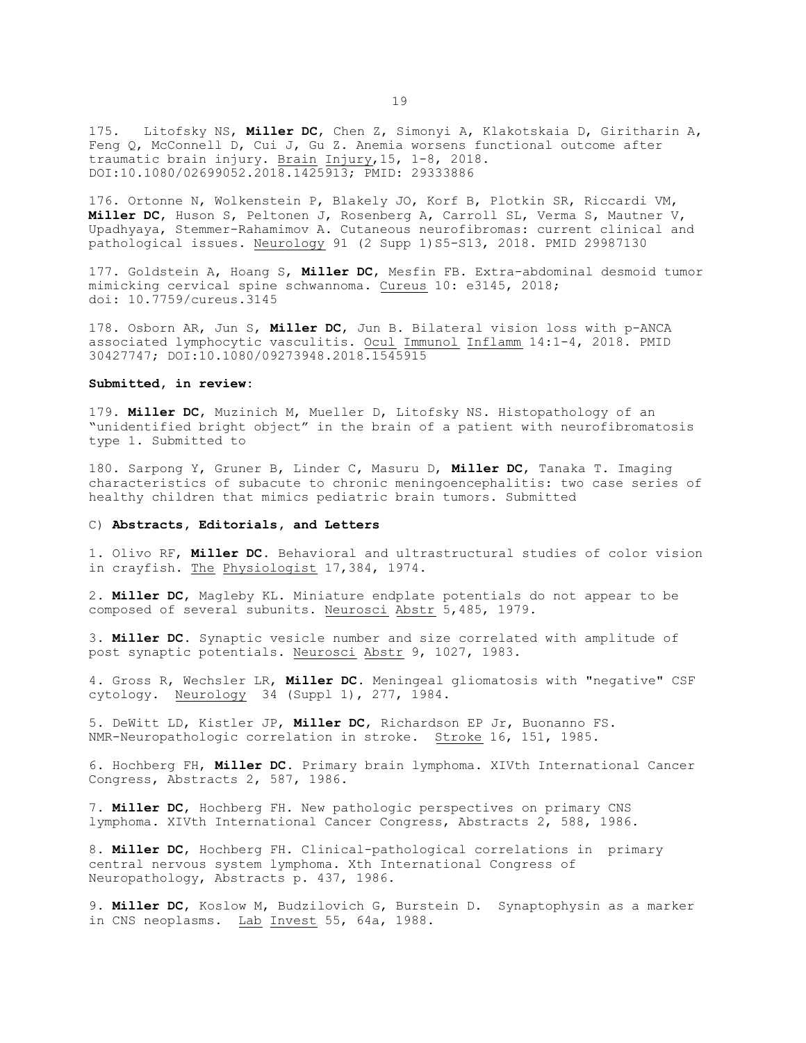175. Litofsky NS, **Miller DC**, Chen Z, Simonyi A, Klakotskaia D, Giritharin A, Feng Q, McConnell D, Cui J, Gu Z. Anemia worsens functional outcome after traumatic brain injury. Brain Injury,15, 1-8, 2018. DOI:10.1080/02699052.2018.1425913; PMID: 29333886

176. Ortonne N, Wolkenstein P, Blakely JO, Korf B, Plotkin SR, Riccardi VM, **Miller DC**, Huson S, Peltonen J, Rosenberg A, Carroll SL, Verma S, Mautner V, Upadhyaya, Stemmer-Rahamimov A. Cutaneous neurofibromas: current clinical and pathological issues. Neurology 91 (2 Supp 1)S5-S13, 2018. PMID 29987130

177. Goldstein A, Hoang S, **Miller DC**, Mesfin FB. Extra-abdominal desmoid tumor mimicking cervical spine schwannoma. Cureus 10: e3145, 2018; doi: 10.7759/cureus.3145

178. Osborn AR, Jun S, **Miller DC**, Jun B. Bilateral vision loss with p-ANCA associated lymphocytic vasculitis. Ocul Immunol Inflamm 14:1-4, 2018. PMID 30427747; DOI:10.1080/09273948.2018.1545915

**Submitted, in review:**

179. **Miller DC**, Muzinich M, Mueller D, Litofsky NS. Histopathology of an "unidentified bright object" in the brain of a patient with neurofibromatosis type 1. Submitted to

180. Sarpong Y, Gruner B, Linder C, Masuru D, **Miller DC**, Tanaka T. Imaging characteristics of subacute to chronic meningoencephalitis: two case series of healthy children that mimics pediatric brain tumors. Submitted

C) **Abstracts, Editorials, and Letters**

1. Olivo RF, **Miller DC**. Behavioral and ultrastructural studies of color vision in crayfish. The Physiologist 17,384, 1974.

2. **Miller DC**, Magleby KL. Miniature endplate potentials do not appear to be composed of several subunits. Neurosci Abstr 5,485, 1979.

3. **Miller DC**. Synaptic vesicle number and size correlated with amplitude of post synaptic potentials. Neurosci Abstr 9, 1027, 1983.

4. Gross R, Wechsler LR, **Miller DC**. Meningeal gliomatosis with "negative" CSF cytology. Neurology 34 (Suppl 1), 277, 1984.

5. DeWitt LD, Kistler JP, **Miller DC**, Richardson EP Jr, Buonanno FS. NMR-Neuropathologic correlation in stroke. Stroke 16, 151, 1985.

6. Hochberg FH, **Miller DC**. Primary brain lymphoma. XIVth International Cancer Congress, Abstracts 2, 587, 1986.

7. **Miller DC**, Hochberg FH. New pathologic perspectives on primary CNS lymphoma. XIVth International Cancer Congress, Abstracts 2, 588, 1986.

8. **Miller DC**, Hochberg FH. Clinical-pathological correlations in primary central nervous system lymphoma. Xth International Congress of Neuropathology, Abstracts p. 437, 1986.

9. **Miller DC**, Koslow M, Budzilovich G, Burstein D. Synaptophysin as a marker in CNS neoplasms. Lab Invest 55, 64a, 1988.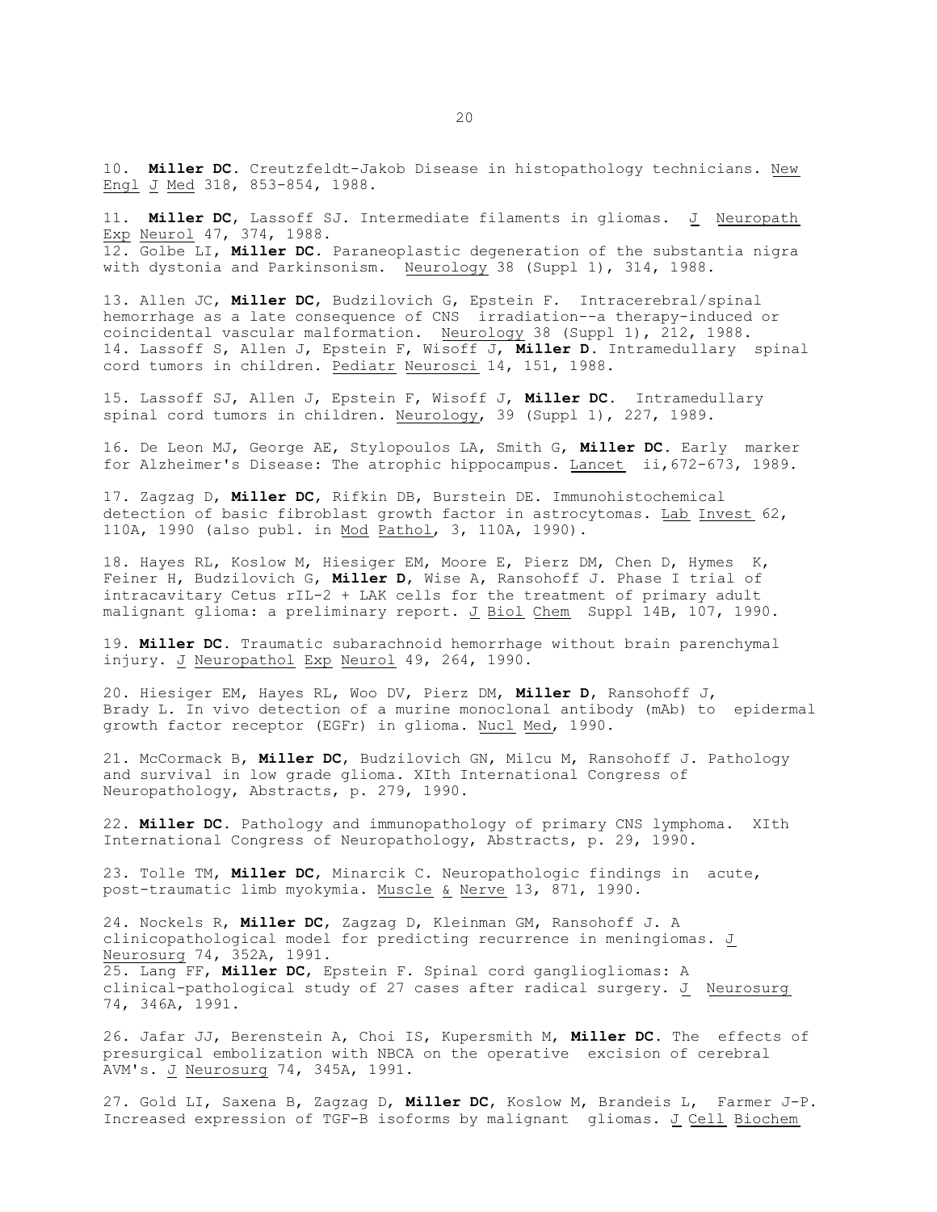10. **Miller DC**. Creutzfeldt-Jakob Disease in histopathology technicians. New Engl J Med 318, 853-854, 1988.

11. **Miller DC**, Lassoff SJ. Intermediate filaments in gliomas. J Neuropath Exp Neurol 47, 374, 1988.

12. Golbe LI, **Miller DC**. Paraneoplastic degeneration of the substantia nigra with dystonia and Parkinsonism. Neurology 38 (Suppl 1), 314, 1988.

13. Allen JC, **Miller DC**, Budzilovich G, Epstein F. Intracerebral/spinal hemorrhage as a late consequence of CNS irradiation--a therapy-induced or coincidental vascular malformation. Neurology 38 (Suppl 1), 212, 1988.

14. Lassoff S, Allen J, Epstein F, Wisoff J, **Miller D**. Intramedullary spinal cord tumors in children. Pediatr Neurosci 14, 151, 1988.

15. Lassoff SJ, Allen J, Epstein F, Wisoff J, **Miller DC**. Intramedullary spinal cord tumors in children. Neurology, 39 (Suppl 1), 227, 1989.

16. De Leon MJ, George AE, Stylopoulos LA, Smith G, **Miller DC**. Early marker for Alzheimer's Disease: The atrophic hippocampus. Lancet ii,672-673, 1989.

17. Zagzag D, **Miller DC**, Rifkin DB, Burstein DE. Immunohistochemical detection of basic fibroblast growth factor in astrocytomas. Lab Invest 62, 110A, 1990 (also publ. in Mod Pathol, 3, 110A, 1990).

18. Hayes RL, Koslow M, Hiesiger EM, Moore E, Pierz DM, Chen D, Hymes K, Feiner H, Budzilovich G, **Miller D**, Wise A, Ransohoff J. Phase I trial of intracavitary Cetus rIL-2 + LAK cells for the treatment of primary adult malignant glioma: a preliminary report. J Biol Chem Suppl 14B, 107, 1990.

19. **Miller DC**. Traumatic subarachnoid hemorrhage without brain parenchymal injury. J Neuropathol Exp Neurol 49, 264, 1990.

20. Hiesiger EM, Hayes RL, Woo DV, Pierz DM, **Miller D**, Ransohoff J, Brady L. In vivo detection of a murine monoclonal antibody (mAb) to epidermal growth factor receptor (EGFr) in glioma. Nucl Med, 1990.

21. McCormack B, **Miller DC**, Budzilovich GN, Milcu M, Ransohoff J. Pathology and survival in low grade glioma. XIth International Congress of Neuropathology, Abstracts, p. 279, 1990.

22. **Miller DC**. Pathology and immunopathology of primary CNS lymphoma. XIth International Congress of Neuropathology, Abstracts, p. 29, 1990.

23. Tolle TM, **Miller DC**, Minarcik C. Neuropathologic findings in acute, post-traumatic limb myokymia. Muscle & Nerve 13, 871, 1990.

24. Nockels R, **Miller DC**, Zagzag D, Kleinman GM, Ransohoff J. A clinicopathological model for predicting recurrence in meningiomas. J Neurosurg 74, 352A, 1991.

25. Lang FF, **Miller DC**, Epstein F. Spinal cord gangliogliomas: A clinical-pathological study of 27 cases after radical surgery. J Neurosurg 74, 346A, 1991.

26. Jafar JJ, Berenstein A, Choi IS, Kupersmith M, **Miller DC**. The effects of presurgical embolization with NBCA on the operative excision of cerebral AVM's. J Neurosurg 74, 345A, 1991.

27. Gold LI, Saxena B, Zagzag D, **Miller DC**, Koslow M, Brandeis L, Farmer J-P. Increased expression of TGF-B isoforms by malignant gliomas. J Cell Biochem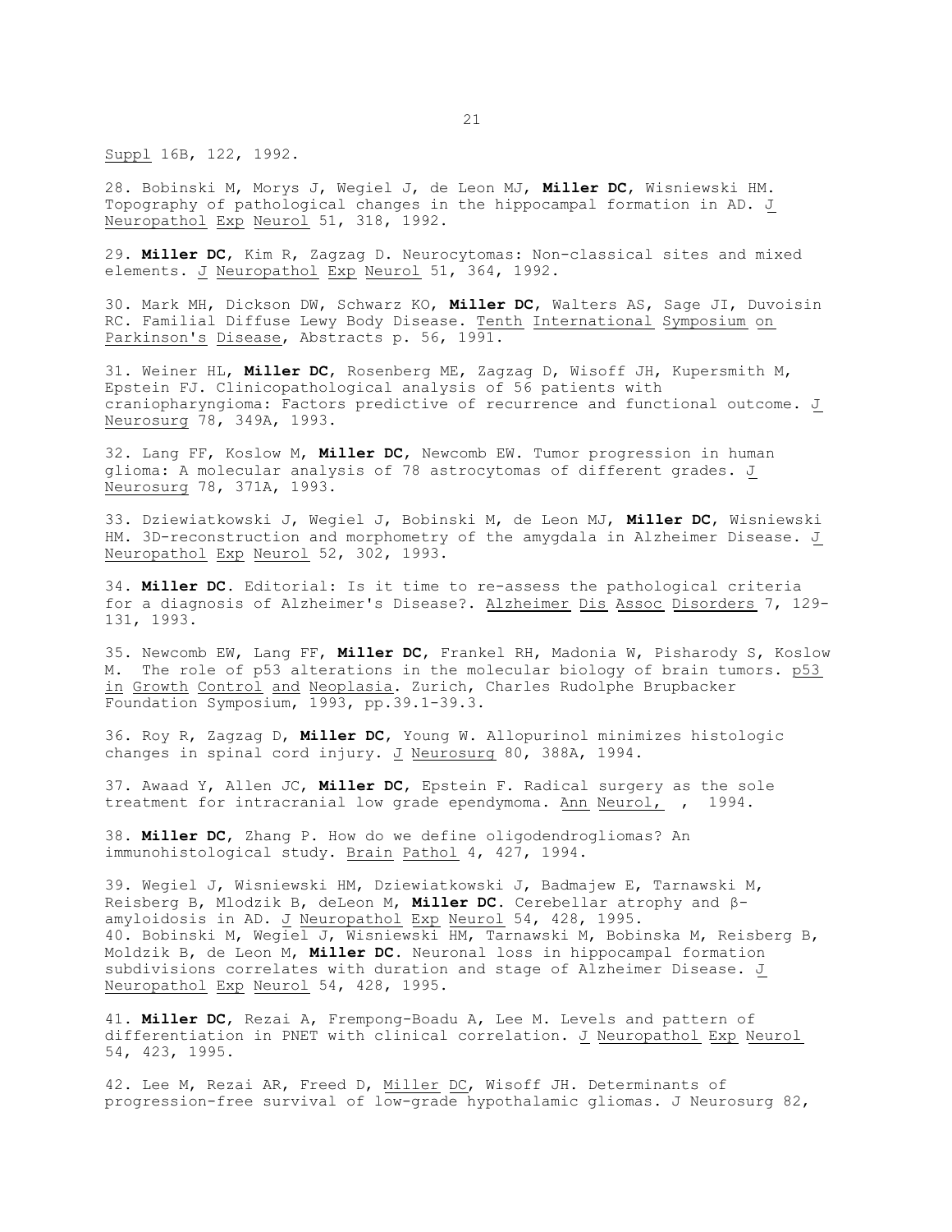Suppl 16B, 122, 1992.

28. Bobinski M, Morys J, Wegiel J, de Leon MJ, **Miller DC**, Wisniewski HM. Topography of pathological changes in the hippocampal formation in AD. J Neuropathol Exp Neurol 51, 318, 1992.

29. **Miller DC**, Kim R, Zagzag D. Neurocytomas: Non-classical sites and mixed elements. J Neuropathol Exp Neurol 51, 364, 1992.

30. Mark MH, Dickson DW, Schwarz KO, **Miller DC**, Walters AS, Sage JI, Duvoisin RC. Familial Diffuse Lewy Body Disease. Tenth International Symposium on Parkinson's Disease, Abstracts p. 56, 1991.

31. Weiner HL, **Miller DC**, Rosenberg ME, Zagzag D, Wisoff JH, Kupersmith M, Epstein FJ. Clinicopathological analysis of 56 patients with craniopharyngioma: Factors predictive of recurrence and functional outcome. J Neurosurg 78, 349A, 1993.

32. Lang FF, Koslow M, **Miller DC**, Newcomb EW. Tumor progression in human glioma: A molecular analysis of 78 astrocytomas of different grades. J Neurosurg 78, 371A, 1993.

33. Dziewiatkowski J, Wegiel J, Bobinski M, de Leon MJ, **Miller DC**, Wisniewski HM. 3D-reconstruction and morphometry of the amygdala in Alzheimer Disease. J Neuropathol Exp Neurol 52, 302, 1993.

34. **Miller DC**. Editorial: Is it time to re-assess the pathological criteria for a diagnosis of Alzheimer's Disease?. Alzheimer Dis Assoc Disorders 7, 129-131, 1993.

35. Newcomb EW, Lang FF, **Miller DC**, Frankel RH, Madonia W, Pisharody S, Koslow M. The role of p53 alterations in the molecular biology of brain tumors. p53 in Growth Control and Neoplasia. Zurich, Charles Rudolphe Brupbacker Foundation Symposium, 1993, pp.39.1-39.3.

36. Roy R, Zagzag D, **Miller DC**, Young W. Allopurinol minimizes histologic changes in spinal cord injury. J Neurosurg 80, 388A, 1994.

37. Awaad Y, Allen JC, **Miller DC**, Epstein F. Radical surgery as the sole treatment for intracranial low grade ependymoma. Ann Neurol, , 1994.

38. **Miller DC**, Zhang P. How do we define oligodendrogliomas? An immunohistological study. Brain Pathol 4, 427, 1994.

39. Wegiel J, Wisniewski HM, Dziewiatkowski J, Badmajew E, Tarnawski M, Reisberg B, Mlodzik B, deLeon M, **Miller DC**. Cerebellar atrophy and β-amyloidosis in AD. J Neuropathol Exp Neurol 54, 428, 1995.

40. Bobinski M, Wegiel J, Wisniewski HM, Tarnawski M, Bobinska M, Reisberg B, Moldzik B, de Leon M, **Miller DC**. Neuronal loss in hippocampal formation subdivisions correlates with duration and stage of Alzheimer Disease. J Neuropathol Exp Neurol 54, 428, 1995.

41. **Miller DC**, Rezai A, Frempong-Boadu A, Lee M. Levels and pattern of differentiation in PNET with clinical correlation. J Neuropathol Exp Neurol 54, 423, 1995.

42. Lee M, Rezai AR, Freed D, Miller DC, Wisoff JH. Determinants of progression-free survival of low-grade hypothalamic gliomas. J Neurosurg 82,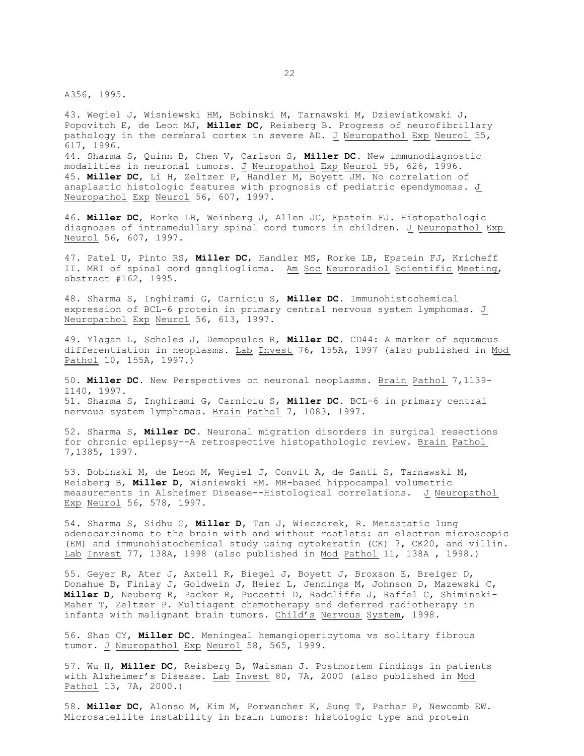A356, 1995.

43. Wegiel J, Wisniewski HM, Bobinski M, Tarnawski M, Dziewiatkowski J, Popovitch E, de Leon MJ, **Miller DC**, Reisberg B. Progress of neurofibrillary pathology in the cerebral cortex in severe AD. J Neuropathol Exp Neurol 55, 617, 1996.
44. Sharma S, Quinn B, Chen V, Carlson S, **Miller DC**. New immunodiagnostic modalities in neuronal tumors. J Neuropathol Exp Neurol 55, 626, 1996.
45. **Miller DC**, Li H, Zeltzer P, Handler M, Boyett JM. No correlation of anaplastic histologic features with prognosis of pediatric ependymomas. J Neuropathol Exp Neurol 56, 607, 1997.

46. **Miller DC**, Rorke LB, Weinberg J, Allen JC, Epstein FJ. Histopathologic diagnoses of intramedullary spinal cord tumors in children. J Neuropathol Exp Neurol 56, 607, 1997.

47. Patel U, Pinto RS, **Miller DC**, Handler MS, Rorke LB, Epstein FJ, Kricheff II. MRI of spinal cord ganglioglioma. Am Soc Neuroradiol Scientific Meeting, abstract #162, 1995.

48. Sharma S, Inghirami G, Carniciu S, **Miller DC**. Immunohistochemical expression of BCL-6 protein in primary central nervous system lymphomas. J Neuropathol Exp Neurol 56, 613, 1997.

49. Ylagan L, Scholes J, Demopoulos R, **Miller DC**. CD44: A marker of squamous differentiation in neoplasms. Lab Invest 76, 155A, 1997 (also published in Mod Pathol 10, 155A, 1997.)

50. **Miller DC**. New Perspectives on neuronal neoplasms. Brain Pathol 7,1139-1140, 1997.
51. Sharma S, Inghirami G, Carniciu S, **Miller DC**. BCL-6 in primary central nervous system lymphomas. Brain Pathol 7, 1083, 1997.

52. Sharma S, **Miller DC**. Neuronal migration disorders in surgical resections for chronic epilepsy--A retrospective histopathologic review. Brain Pathol 7,1385, 1997.

53. Bobinski M, de Leon M, Wegiel J, Convit A, de Santi S, Tarnawski M, Reisberg B, **Miller D**, Wisniewski HM. MR-based hippocampal volumetric measurements in Alsheimer Disease--Histological correlations. J Neuropathol Exp Neurol 56, 578, 1997.

54. Sharma S, Sidhu G, **Miller D**, Tan J, Wieczorek, R. Metastatic lung adenocarcinoma to the brain with and without rootlets: an electron microscopic (EM) and immunohistochemical study using cytokeratin (CK) 7, CK20, and villin. Lab Invest 77, 138A, 1998 (also published in Mod Pathol 11, 138A , 1998.)

55. Geyer R, Ater J, Axtell R, Biegel J, Boyett J, Broxson E, Breiger D, Donahue B, Finlay J, Goldwein J, Heier L, Jennings M, Johnson D, Mazewski C, **Miller D**, Neuberg R, Packer R, Puccetti D, Radcliffe J, Raffel C, Shiminski-Maher T, Zeltzer P. Multiagent chemotherapy and deferred radiotherapy in infants with malignant brain tumors. Child's Nervous System, 1998.

56. Shao CY, **Miller DC**. Meningeal hemangiopericytoma vs solitary fibrous tumor. J Neuropathol Exp Neurol 58, 565, 1999.

57. Wu H, **Miller DC**, Reisberg B, Waisman J. Postmortem findings in patients with Alzheimer's Disease. Lab Invest 80, 7A, 2000 (also published in Mod Pathol 13, 7A, 2000.)

58. **Miller DC**, Alonso M, Kim M, Porwancher K, Sung T, Parhar P, Newcomb EW. Microsatellite instability in brain tumors: histologic type and protein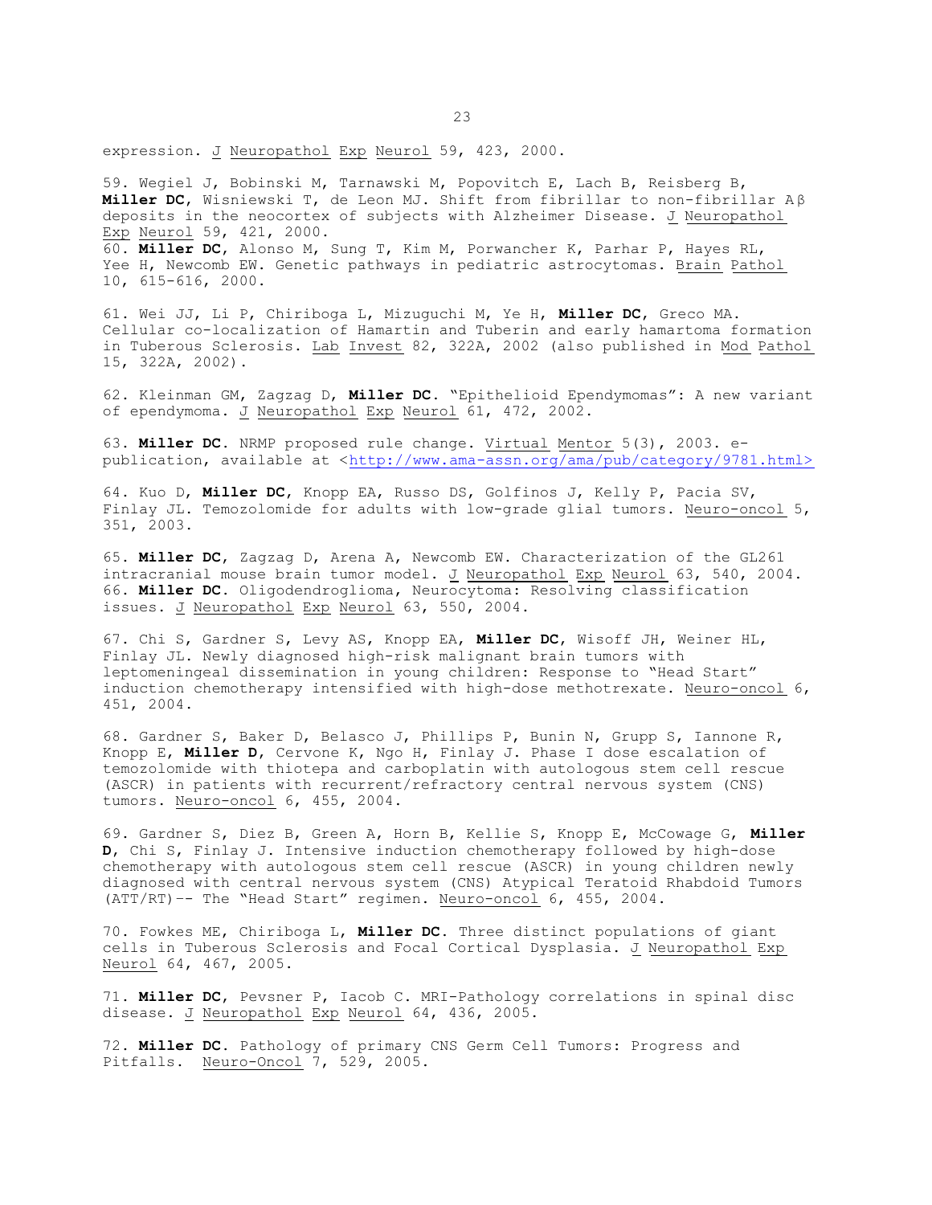expression. J Neuropathol Exp Neurol 59, 423, 2000.

59. Wegiel J, Bobinski M, Tarnawski M, Popovitch E, Lach B, Reisberg B, **Miller DC**, Wisniewski T, de Leon MJ. Shift from fibrillar to non-fibrillar Aβ deposits in the neocortex of subjects with Alzheimer Disease. J Neuropathol Exp Neurol 59, 421, 2000.

60. **Miller DC**, Alonso M, Sung T, Kim M, Porwancher K, Parhar P, Hayes RL, Yee H, Newcomb EW. Genetic pathways in pediatric astrocytomas. Brain Pathol 10, 615-616, 2000.

61. Wei JJ, Li P, Chiriboga L, Mizuguchi M, Ye H, **Miller DC**, Greco MA. Cellular co-localization of Hamartin and Tuberin and early hamartoma formation in Tuberous Sclerosis. Lab Invest 82, 322A, 2002 (also published in Mod Pathol 15, 322A, 2002).

62. Kleinman GM, Zagzag D, **Miller DC**. "Epithelioid Ependymomas": A new variant of ependymoma. J Neuropathol Exp Neurol 61, 472, 2002.

63. **Miller DC**. NRMP proposed rule change. Virtual Mentor 5(3), 2003. e-publication, available at <http://www.ama-assn.org/ama/pub/category/9781.html>

64. Kuo D, **Miller DC**, Knopp EA, Russo DS, Golfinos J, Kelly P, Pacia SV, Finlay JL. Temozolomide for adults with low-grade glial tumors. Neuro-oncol 5, 351, 2003.

65. **Miller DC**, Zagzag D, Arena A, Newcomb EW. Characterization of the GL261 intracranial mouse brain tumor model. J Neuropathol Exp Neurol 63, 540, 2004.

66. **Miller DC**. Oligodendroglioma, Neurocytoma: Resolving classification issues. J Neuropathol Exp Neurol 63, 550, 2004.

67. Chi S, Gardner S, Levy AS, Knopp EA, **Miller DC**, Wisoff JH, Weiner HL, Finlay JL. Newly diagnosed high-risk malignant brain tumors with leptomeningeal dissemination in young children: Response to "Head Start" induction chemotherapy intensified with high-dose methotrexate. Neuro-oncol 6, 451, 2004.

68. Gardner S, Baker D, Belasco J, Phillips P, Bunin N, Grupp S, Iannone R, Knopp E, **Miller D**, Cervone K, Ngo H, Finlay J. Phase I dose escalation of temozolomide with thiotepa and carboplatin with autologous stem cell rescue (ASCR) in patients with recurrent/refractory central nervous system (CNS) tumors. Neuro-oncol 6, 455, 2004.

69. Gardner S, Diez B, Green A, Horn B, Kellie S, Knopp E, McCowage G, **Miller D**, Chi S, Finlay J. Intensive induction chemotherapy followed by high-dose chemotherapy with autologous stem cell rescue (ASCR) in young children newly diagnosed with central nervous system (CNS) Atypical Teratoid Rhabdoid Tumors (ATT/RT)-- The "Head Start" regimen. Neuro-oncol 6, 455, 2004.

70. Fowkes ME, Chiriboga L, **Miller DC**. Three distinct populations of giant cells in Tuberous Sclerosis and Focal Cortical Dysplasia. J Neuropathol Exp Neurol 64, 467, 2005.

71. **Miller DC**, Pevsner P, Iacob C. MRI-Pathology correlations in spinal disc disease. J Neuropathol Exp Neurol 64, 436, 2005.

72. **Miller DC**. Pathology of primary CNS Germ Cell Tumors: Progress and Pitfalls. Neuro-Oncol 7, 529, 2005.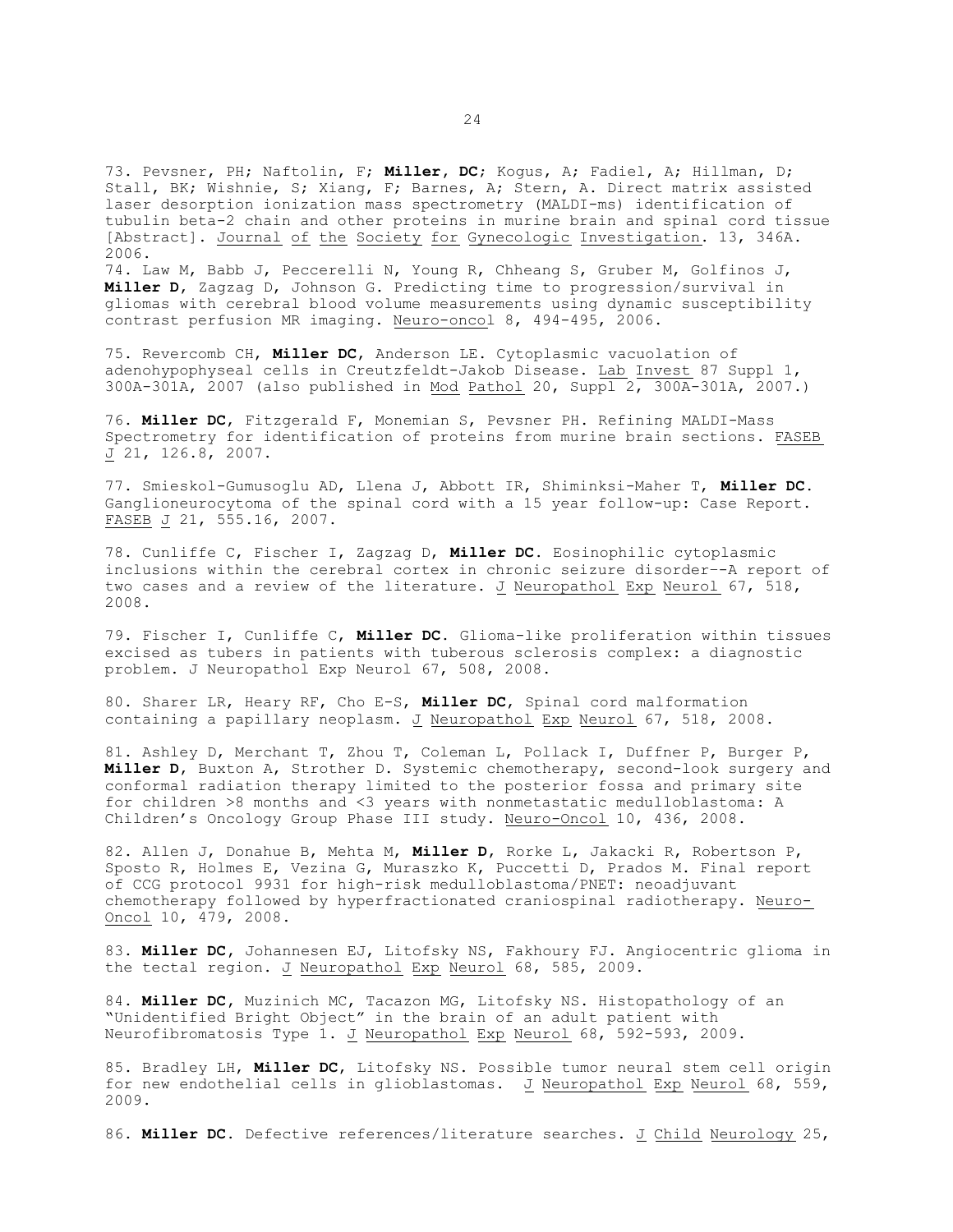73. Pevsner, PH; Naftolin, F; **Miller, DC**; Kogus, A; Fadiel, A; Hillman, D; Stall, BK; Wishnie, S; Xiang, F; Barnes, A; Stern, A. Direct matrix assisted laser desorption ionization mass spectrometry (MALDI-ms) identification of tubulin beta-2 chain and other proteins in murine brain and spinal cord tissue [Abstract]. Journal of the Society for Gynecologic Investigation. 13, 346A. 2006.

74. Law M, Babb J, Peccerelli N, Young R, Chheang S, Gruber M, Golfinos J, **Miller D**, Zagzag D, Johnson G. Predicting time to progression/survival in gliomas with cerebral blood volume measurements using dynamic susceptibility contrast perfusion MR imaging. Neuro-oncol 8, 494-495, 2006.

75. Revercomb CH, **Miller DC**, Anderson LE. Cytoplasmic vacuolation of adenohypophyseal cells in Creutzfeldt-Jakob Disease. Lab Invest 87 Suppl 1, 300A-301A, 2007 (also published in Mod Pathol 20, Suppl 2, 300A-301A, 2007.)

76. **Miller DC**, Fitzgerald F, Monemian S, Pevsner PH. Refining MALDI-Mass Spectrometry for identification of proteins from murine brain sections. FASEB J 21, 126.8, 2007.

77. Smieskol-Gumusoglu AD, Llena J, Abbott IR, Shiminksi-Maher T, **Miller DC**. Ganglioneurocytoma of the spinal cord with a 15 year follow-up: Case Report. FASEB J 21, 555.16, 2007.

78. Cunliffe C, Fischer I, Zagzag D, **Miller DC**. Eosinophilic cytoplasmic inclusions within the cerebral cortex in chronic seizure disorder--A report of two cases and a review of the literature. J Neuropathol Exp Neurol 67, 518, 2008.

79. Fischer I, Cunliffe C, **Miller DC**. Glioma-like proliferation within tissues excised as tubers in patients with tuberous sclerosis complex: a diagnostic problem. J Neuropathol Exp Neurol 67, 508, 2008.

80. Sharer LR, Heary RF, Cho E-S, **Miller DC**, Spinal cord malformation containing a papillary neoplasm. J Neuropathol Exp Neurol 67, 518, 2008.

81. Ashley D, Merchant T, Zhou T, Coleman L, Pollack I, Duffner P, Burger P, **Miller D**, Buxton A, Strother D. Systemic chemotherapy, second-look surgery and conformal radiation therapy limited to the posterior fossa and primary site for children >8 months and <3 years with nonmetastatic medulloblastoma: A Children's Oncology Group Phase III study. Neuro-Oncol 10, 436, 2008.

82. Allen J, Donahue B, Mehta M, **Miller D**, Rorke L, Jakacki R, Robertson P, Sposto R, Holmes E, Vezina G, Muraszko K, Puccetti D, Prados M. Final report of CCG protocol 9931 for high-risk medulloblastoma/PNET: neoadjuvant chemotherapy followed by hyperfractionated craniospinal radiotherapy. Neuro-Oncol 10, 479, 2008.

83. **Miller DC**, Johannesen EJ, Litofsky NS, Fakhoury FJ. Angiocentric glioma in the tectal region. J Neuropathol Exp Neurol 68, 585, 2009.

84. **Miller DC**, Muzinich MC, Tacazon MG, Litofsky NS. Histopathology of an "Unidentified Bright Object" in the brain of an adult patient with Neurofibromatosis Type 1. J Neuropathol Exp Neurol 68, 592-593, 2009.

85. Bradley LH, **Miller DC**, Litofsky NS. Possible tumor neural stem cell origin for new endothelial cells in glioblastomas. J Neuropathol Exp Neurol 68, 559, 2009.

86. **Miller DC**. Defective references/literature searches. J Child Neurology 25,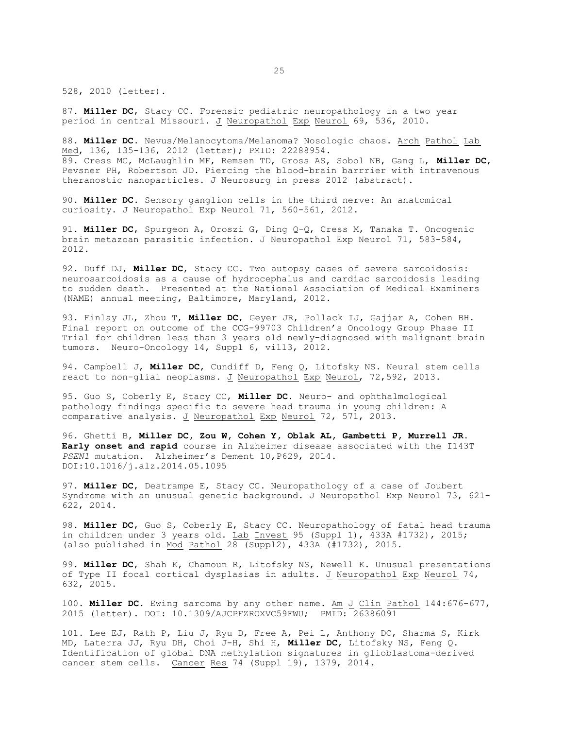528, 2010 (letter).

87. **Miller DC**, Stacy CC. Forensic pediatric neuropathology in a two year period in central Missouri. J Neuropathol Exp Neurol 69, 536, 2010.

88. **Miller DC**. Nevus/Melanocytoma/Melanoma? Nosologic chaos. Arch Pathol Lab Med, 136, 135-136, 2012 (letter); PMID: 22288954.

89. Cress MC, McLaughlin MF, Remsen TD, Gross AS, Sobol NB, Gang L, **Miller DC**, Pevsner PH, Robertson JD. Piercing the blood-brain barrrier with intravenous theranostic nanoparticles. J Neurosurg in press 2012 (abstract).

90. **Miller DC**. Sensory ganglion cells in the third nerve: An anatomical curiosity. J Neuropathol Exp Neurol 71, 560-561, 2012.

91. **Miller DC**, Spurgeon A, Oroszi G, Ding Q-Q, Cress M, Tanaka T. Oncogenic brain metazoan parasitic infection. J Neuropathol Exp Neurol 71, 583-584, 2012.

92. Duff DJ, **Miller DC**, Stacy CC. Two autopsy cases of severe sarcoidosis: neurosarcoidosis as a cause of hydrocephalus and cardiac sarcoidosis leading to sudden death. Presented at the National Association of Medical Examiners (NAME) annual meeting, Baltimore, Maryland, 2012.

93. Finlay JL, Zhou T, **Miller DC**, Geyer JR, Pollack IJ, Gajjar A, Cohen BH. Final report on outcome of the CCG-99703 Children's Oncology Group Phase II Trial for children less than 3 years old newly-diagnosed with malignant brain tumors. Neuro-Oncology 14, Suppl 6, vi113, 2012.

94. Campbell J, **Miller DC**, Cundiff D, Feng Q, Litofsky NS. Neural stem cells react to non-glial neoplasms. J Neuropathol Exp Neurol, 72,592, 2013.

95. Guo S, Coberly E, Stacy CC, **Miller DC**. Neuro- and ophthalmological pathology findings specific to severe head trauma in young children: A comparative analysis. J Neuropathol Exp Neurol 72, 571, 2013.

96. Ghetti B, **Miller DC, Zou W, Cohen Y, Oblak AL, Gambetti P, Murrell JR. Early onset and rapid** course in Alzheimer disease associated with the I143T *PSEN1* mutation. Alzheimer's Dement 10,P629, 2014. DOI:10.1016/j.alz.2014.05.1095

97. **Miller DC**, Destrampe E, Stacy CC. Neuropathology of a case of Joubert Syndrome with an unusual genetic background. J Neuropathol Exp Neurol 73, 621-622, 2014.

98. **Miller DC**, Guo S, Coberly E, Stacy CC. Neuropathology of fatal head trauma in children under 3 years old. Lab Invest 95 (Suppl 1), 433A #1732), 2015; (also published in Mod Pathol 28 (Suppl2), 433A (#1732), 2015.

99. **Miller DC**, Shah K, Chamoun R, Litofsky NS, Newell K. Unusual presentations of Type II focal cortical dysplasias in adults. J Neuropathol Exp Neurol 74, 632, 2015.

100. **Miller DC**. Ewing sarcoma by any other name. Am J Clin Pathol 144:676-677, 2015 (letter). DOI: 10.1309/AJCPFZROXVC59FWU; PMID: 26386091

101. Lee EJ, Rath P, Liu J, Ryu D, Free A, Pei L, Anthony DC, Sharma S, Kirk MD, Laterra JJ, Ryu DH, Choi J-H, Shi H, **Miller DC**, Litofsky NS, Feng Q. Identification of global DNA methylation signatures in glioblastoma-derived cancer stem cells. Cancer Res 74 (Suppl 19), 1379, 2014.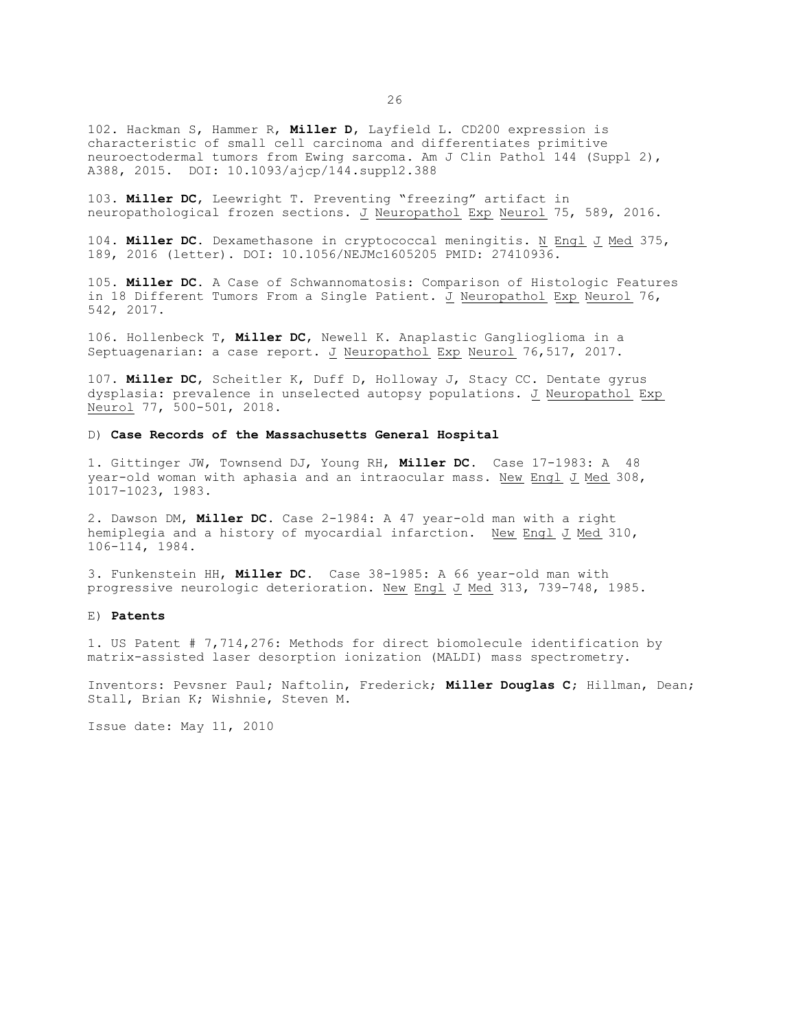102. Hackman S, Hammer R, **Miller D**, Layfield L. CD200 expression is characteristic of small cell carcinoma and differentiates primitive neuroectodermal tumors from Ewing sarcoma. Am J Clin Pathol 144 (Suppl 2), A388, 2015. DOI: 10.1093/ajcp/144.suppl2.388

103. **Miller DC**, Leewright T. Preventing "freezing" artifact in neuropathological frozen sections. J Neuropathol Exp Neurol 75, 589, 2016.

104. **Miller DC**. Dexamethasone in cryptococcal meningitis. N Engl J Med 375, 189, 2016 (letter). DOI: 10.1056/NEJMc1605205 PMID: 27410936.

105. **Miller DC**. A Case of Schwannomatosis: Comparison of Histologic Features in 18 Different Tumors From a Single Patient. J Neuropathol Exp Neurol 76, 542, 2017.

106. Hollenbeck T, **Miller DC**, Newell K. Anaplastic Ganglioglioma in a Septuagenarian: a case report. J Neuropathol Exp Neurol 76,517, 2017.

107. **Miller DC**, Scheitler K, Duff D, Holloway J, Stacy CC. Dentate gyrus dysplasia: prevalence in unselected autopsy populations. J Neuropathol Exp Neurol 77, 500-501, 2018.

D) **Case Records of the Massachusetts General Hospital**

1. Gittinger JW, Townsend DJ, Young RH, **Miller DC**. Case 17-1983: A 48 year-old woman with aphasia and an intraocular mass. New Engl J Med 308, 1017-1023, 1983.

2. Dawson DM, **Miller DC**. Case 2-1984: A 47 year-old man with a right hemiplegia and a history of myocardial infarction. New Engl J Med 310, 106-114, 1984.

3. Funkenstein HH, **Miller DC**. Case 38-1985: A 66 year-old man with progressive neurologic deterioration. New Engl J Med 313, 739-748, 1985.

E) **Patents**

1. US Patent # 7,714,276: Methods for direct biomolecule identification by matrix-assisted laser desorption ionization (MALDI) mass spectrometry.

Inventors: Pevsner Paul; Naftolin, Frederick; **Miller Douglas C**; Hillman, Dean; Stall, Brian K; Wishnie, Steven M.

Issue date: May 11, 2010